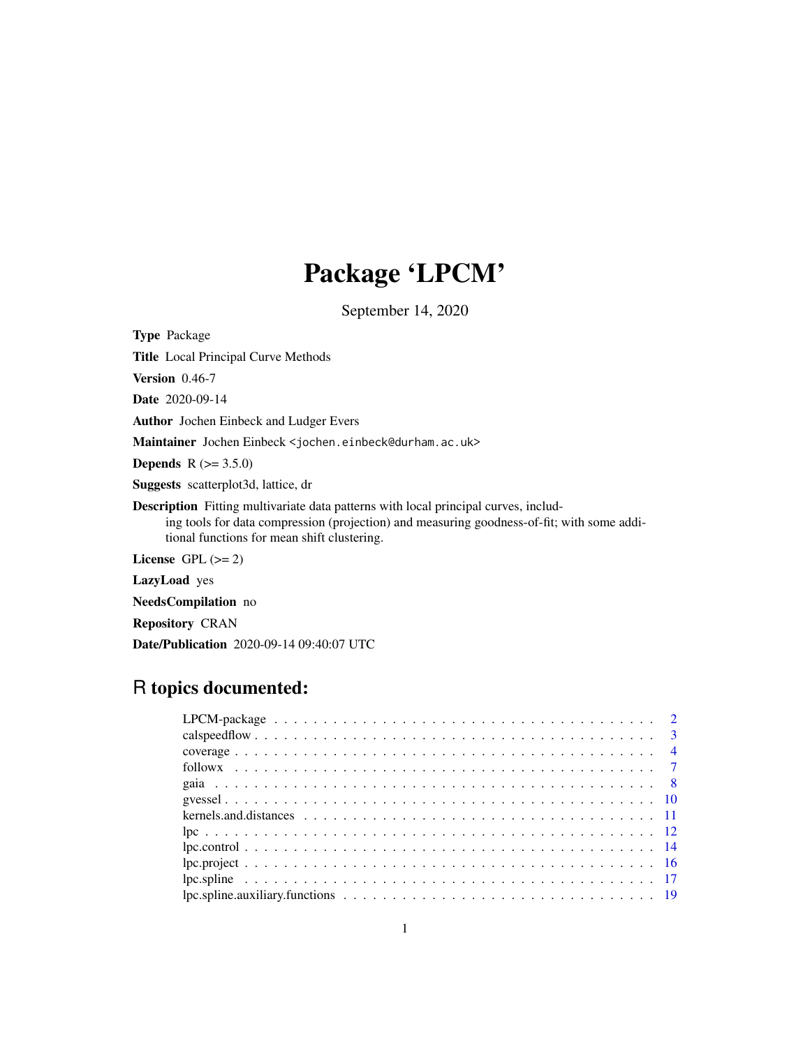# Package 'LPCM'

September 14, 2020

**Type** Package

**Title** Local Principal Curve Methods

**Version** 0.46-7

**Date** 2020-09-14

**Author** Jochen Einbeck and Ludger Evers

**Maintainer** Jochen Einbeck <jochen.einbeck@durham.ac.uk>

**Depends** R (>= 3.5.0)

**Suggests** scatterplot3d, lattice, dr

**Description** Fitting multivariate data patterns with local principal curves, including tools for data compression (projection) and measuring goodness-of-fit; with some additional functions for mean shift clustering.

**License** GPL (>= 2)

**LazyLoad** yes

**NeedsCompilation** no

**Repository** CRAN

**Date/Publication** 2020-09-14 09:40:07 UTC

## R topics documented:

| | |
|---|---|
| LPCM-package | 2 |
| calspeedflow | 3 |
| coverage | 4 |
| followx | 7 |
| gaia | 8 |
| gvessel | 10 |
| kernels.and.distances | 11 |
| lpc | 12 |
| lpc.control | 14 |
| lpc.project | 16 |
| lpc.spline | 17 |
| lpc.spline.auxiliary.functions | 19 |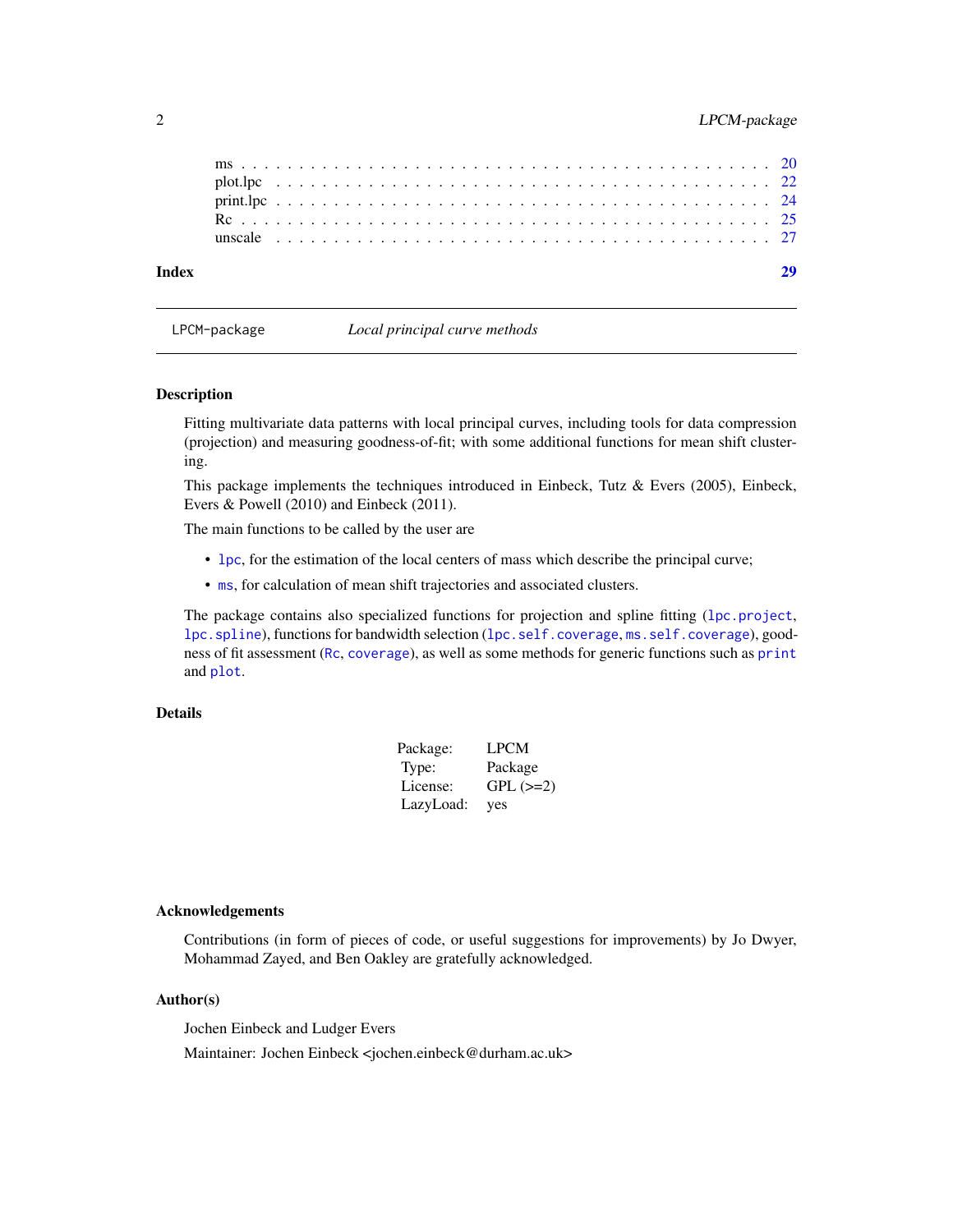ms . . . . . . . . . . . . . . . . . . . . . . . . . . . . . . . . . . . . . . . . . 20
plot.lpc . . . . . . . . . . . . . . . . . . . . . . . . . . . . . . . . . . . . . . 22
print.lpc . . . . . . . . . . . . . . . . . . . . . . . . . . . . . . . . . . . . . . 24
Rc . . . . . . . . . . . . . . . . . . . . . . . . . . . . . . . . . . . . . . . . . 25
unscale . . . . . . . . . . . . . . . . . . . . . . . . . . . . . . . . . . . . . . 27

**Index** **29**

---

LPCM-package &nbsp;&nbsp;&nbsp;&nbsp; *Local principal curve methods*

---

### Description

Fitting multivariate data patterns with local principal curves, including tools for data compression (projection) and measuring goodness-of-fit; with some additional functions for mean shift clustering.

This package implements the techniques introduced in Einbeck, Tutz & Evers (2005), Einbeck, Evers & Powell (2010) and Einbeck (2011).

The main functions to be called by the user are

- `lpc`, for the estimation of the local centers of mass which describe the principal curve;
- `ms`, for calculation of mean shift trajectories and associated clusters.

The package contains also specialized functions for projection and spline fitting (`lpc.project`, `lpc.spline`), functions for bandwidth selection (`lpc.self.coverage`, `ms.self.coverage`), goodness of fit assessment (`Rc`, `coverage`), as well as some methods for generic functions such as `print` and `plot`.

### Details

| | |
|---|---|
| Package: | LPCM |
| Type: | Package |
| License: | GPL (>=2) |
| LazyLoad: | yes |

### Acknowledgements

Contributions (in form of pieces of code, or useful suggestions for improvements) by Jo Dwyer, Mohammad Zayed, and Ben Oakley are gratefully acknowledged.

### Author(s)

Jochen Einbeck and Ludger Evers

Maintainer: Jochen Einbeck <jochen.einbeck@durham.ac.uk>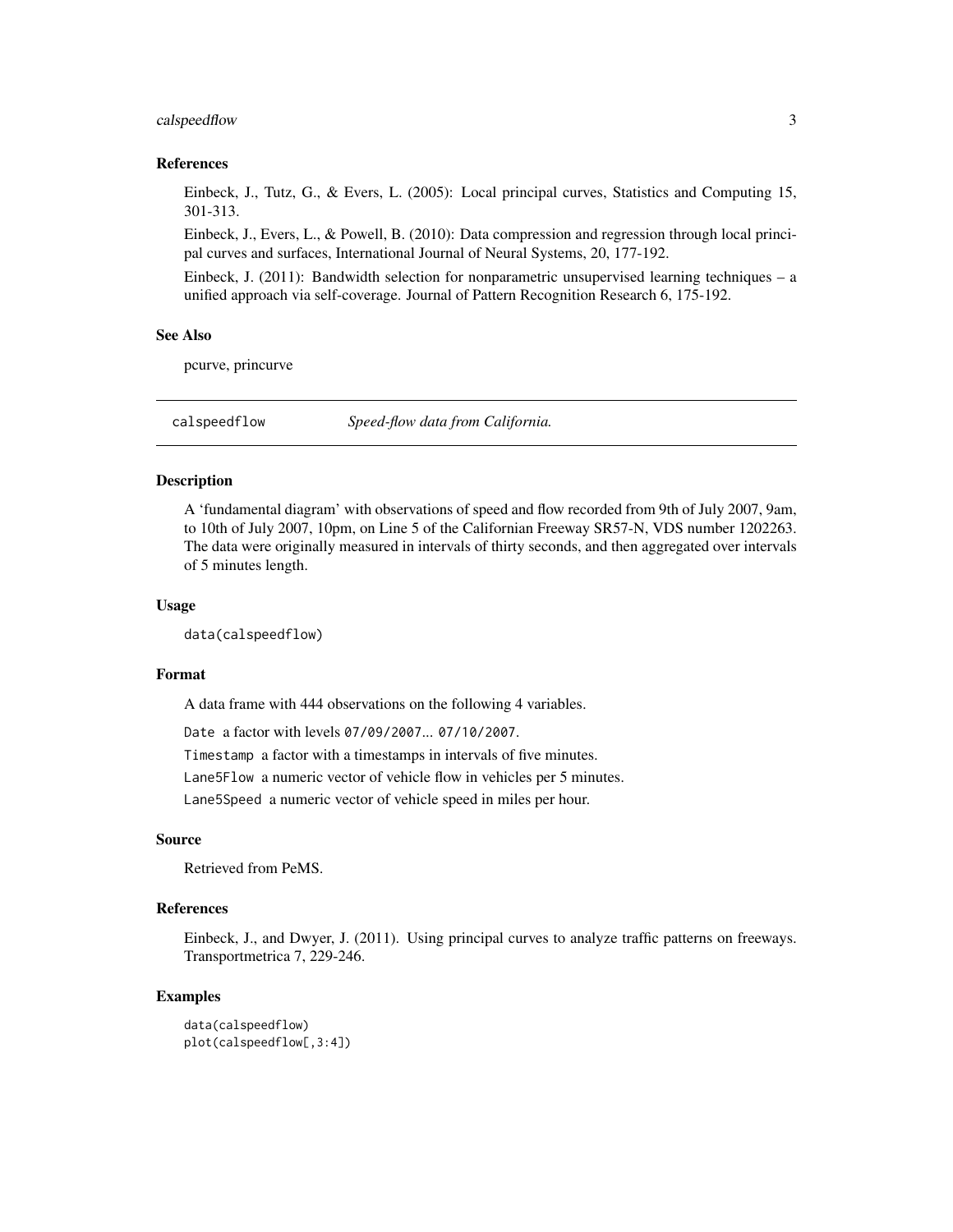### References

Einbeck, J., Tutz, G., & Evers, L. (2005): Local principal curves, Statistics and Computing 15, 301-313.

Einbeck, J., Evers, L., & Powell, B. (2010): Data compression and regression through local principal curves and surfaces, International Journal of Neural Systems, 20, 177-192.

Einbeck, J. (2011): Bandwidth selection for nonparametric unsupervised learning techniques – a unified approach via self-coverage. Journal of Pattern Recognition Research 6, 175-192.

### See Also

pcurve, princurve

---

## calspeedflow — *Speed-flow data from California.*

### Description

A 'fundamental diagram' with observations of speed and flow recorded from 9th of July 2007, 9am, to 10th of July 2007, 10pm, on Line 5 of the Californian Freeway SR57-N, VDS number 1202263. The data were originally measured in intervals of thirty seconds, and then aggregated over intervals of 5 minutes length.

### Usage

```
data(calspeedflow)
```

### Format

A data frame with 444 observations on the following 4 variables.

`Date` a factor with levels `07/09/2007`... `07/10/2007`.

`Timestamp` a factor with a timestamps in intervals of five minutes.

`Lane5Flow` a numeric vector of vehicle flow in vehicles per 5 minutes.

`Lane5Speed` a numeric vector of vehicle speed in miles per hour.

### Source

Retrieved from PeMS.

### References

Einbeck, J., and Dwyer, J. (2011). Using principal curves to analyze traffic patterns on freeways. Transportmetrica 7, 229-246.

### Examples

```
data(calspeedflow)
plot(calspeedflow[,3:4])
```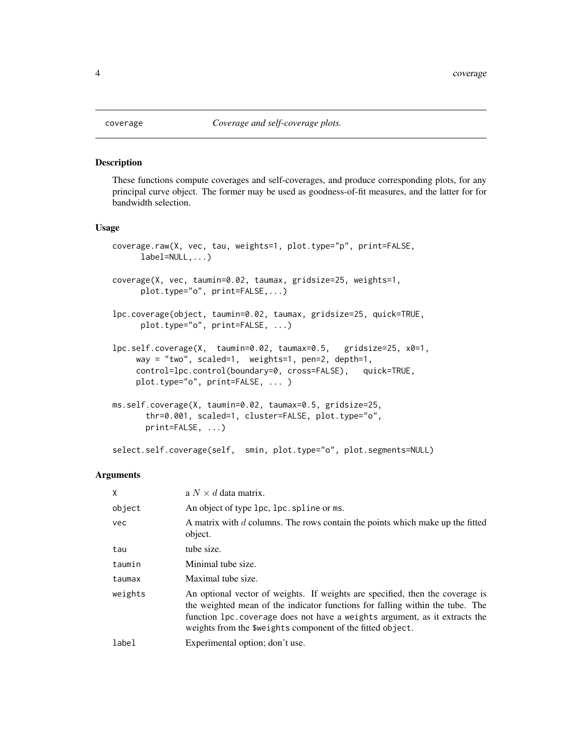coverage *Coverage and self-coverage plots.*

## Description

These functions compute coverages and self-coverages, and produce corresponding plots, for any principal curve object. The former may be used as goodness-of-fit measures, and the latter for for bandwidth selection.

## Usage

```
coverage.raw(X, vec, tau, weights=1, plot.type="p", print=FALSE,
      label=NULL,...)

coverage(X, vec, taumin=0.02, taumax, gridsize=25, weights=1,
      plot.type="o", print=FALSE,...)

lpc.coverage(object, taumin=0.02, taumax, gridsize=25, quick=TRUE,
      plot.type="o", print=FALSE, ...)

lpc.self.coverage(X,  taumin=0.02, taumax=0.5,   gridsize=25, x0=1,
     way = "two", scaled=1,  weights=1, pen=2, depth=1,
     control=lpc.control(boundary=0, cross=FALSE),   quick=TRUE,
     plot.type="o", print=FALSE, ... )

ms.self.coverage(X, taumin=0.02, taumax=0.5, gridsize=25,
       thr=0.001, scaled=1, cluster=FALSE, plot.type="o",
       print=FALSE, ...)

select.self.coverage(self,  smin, plot.type="o", plot.segments=NULL)
```

## Arguments

| | |
|---|---|
| X | a $N \times d$ data matrix. |
| object | An object of type lpc, lpc.spline or ms. |
| vec | A matrix with $d$ columns. The rows contain the points which make up the fitted object. |
| tau | tube size. |
| taumin | Minimal tube size. |
| taumax | Maximal tube size. |
| weights | An optional vector of weights. If weights are specified, then the coverage is the weighted mean of the indicator functions for falling within the tube. The function lpc.coverage does not have a weights argument, as it extracts the weights from the $weights component of the fitted object. |
| label | Experimental option; don't use. |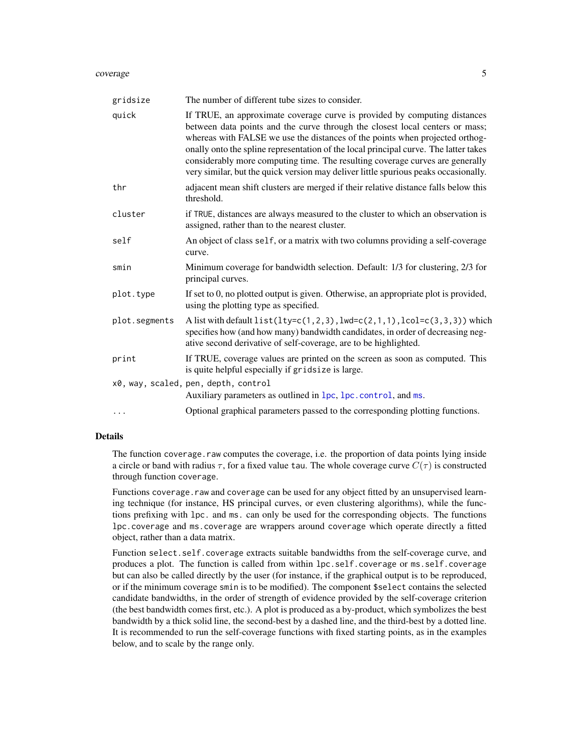| | |
|---|---|
| `gridsize` | The number of different tube sizes to consider. |
| `quick` | If TRUE, an approximate coverage curve is provided by computing distances between data points and the curve through the closest local centers or mass; whereas with FALSE we use the distances of the points when projected orthogonally onto the spline representation of the local principal curve. The latter takes considerably more computing time. The resulting coverage curves are generally very similar, but the quick version may deliver little spurious peaks occasionally. |
| `thr` | adjacent mean shift clusters are merged if their relative distance falls below this threshold. |
| `cluster` | if `TRUE`, distances are always measured to the cluster to which an observation is assigned, rather than to the nearest cluster. |
| `self` | An object of class `self`, or a matrix with two columns providing a self-coverage curve. |
| `smin` | Minimum coverage for bandwidth selection. Default: 1/3 for clustering, 2/3 for principal curves. |
| `plot.type` | If set to 0, no plotted output is given. Otherwise, an appropriate plot is provided, using the plotting type as specified. |
| `plot.segments` | A list with default `list(lty=c(1,2,3),lwd=c(2,1,1),lcol=c(3,3,3))` which specifies how (and how many) bandwidth candidates, in order of decreasing negative second derivative of self-coverage, are to be highlighted. |
| `print` | If TRUE, coverage values are printed on the screen as soon as computed. This is quite helpful especially if `gridsize` is large. |
| `x0, way, scaled, pen, depth, control` | Auxiliary parameters as outlined in `lpc`, `lpc.control`, and `ms`. |
| `...` | Optional graphical parameters passed to the corresponding plotting functions. |

## Details

The function `coverage.raw` computes the coverage, i.e. the proportion of data points lying inside a circle or band with radius $\tau$, for a fixed value `tau`. The whole coverage curve $C(\tau)$ is constructed through function `coverage`.

Functions `coverage.raw` and `coverage` can be used for any object fitted by an unsupervised learning technique (for instance, HS principal curves, or even clustering algorithms), while the functions prefixing with `lpc.` and `ms.` can only be used for the corresponding objects. The functions `lpc.coverage` and `ms.coverage` are wrappers around `coverage` which operate directly a fitted object, rather than a data matrix.

Function `select.self.coverage` extracts suitable bandwidths from the self-coverage curve, and produces a plot. The function is called from within `lpc.self.coverage` or `ms.self.coverage` but can also be called directly by the user (for instance, if the graphical output is to be reproduced, or if the minimum coverage `smin` is to be modified). The component `$select` contains the selected candidate bandwidths, in the order of strength of evidence provided by the self-coverage criterion (the best bandwidth comes first, etc.). A plot is produced as a by-product, which symbolizes the best bandwidth by a thick solid line, the second-best by a dashed line, and the third-best by a dotted line. It is recommended to run the self-coverage functions with fixed starting points, as in the examples below, and to scale by the range only.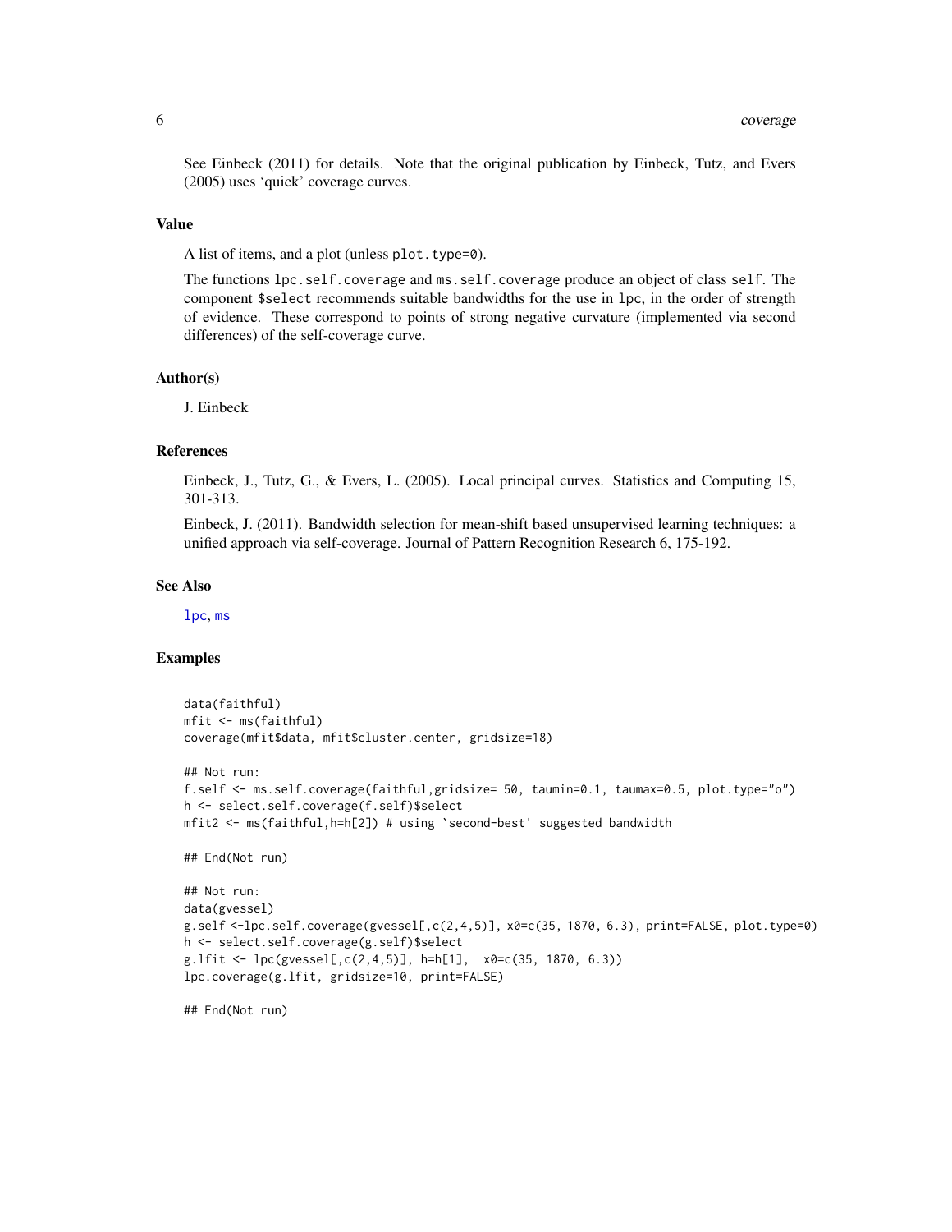See Einbeck (2011) for details. Note that the original publication by Einbeck, Tutz, and Evers (2005) uses 'quick' coverage curves.

### Value

A list of items, and a plot (unless `plot.type=0`).

The functions `lpc.self.coverage` and `ms.self.coverage` produce an object of class `self`. The component `$select` recommends suitable bandwidths for the use in `lpc`, in the order of strength of evidence. These correspond to points of strong negative curvature (implemented via second differences) of the self-coverage curve.

### Author(s)

J. Einbeck

### References

Einbeck, J., Tutz, G., & Evers, L. (2005). Local principal curves. Statistics and Computing 15, 301-313.

Einbeck, J. (2011). Bandwidth selection for mean-shift based unsupervised learning techniques: a unified approach via self-coverage. Journal of Pattern Recognition Research 6, 175-192.

### See Also

lpc, ms

### Examples

```
data(faithful)
mfit <- ms(faithful)
coverage(mfit$data, mfit$cluster.center, gridsize=18)

## Not run:
f.self <- ms.self.coverage(faithful,gridsize= 50, taumin=0.1, taumax=0.5, plot.type="o")
h <- select.self.coverage(f.self)$select
mfit2 <- ms(faithful,h=h[2]) # using `second-best' suggested bandwidth

## End(Not run)

## Not run:
data(gvessel)
g.self <-lpc.self.coverage(gvessel[,c(2,4,5)], x0=c(35, 1870, 6.3), print=FALSE, plot.type=0)
h <- select.self.coverage(g.self)$select
g.lfit <- lpc(gvessel[,c(2,4,5)], h=h[1],  x0=c(35, 1870, 6.3))
lpc.coverage(g.lfit, gridsize=10, print=FALSE)

## End(Not run)
```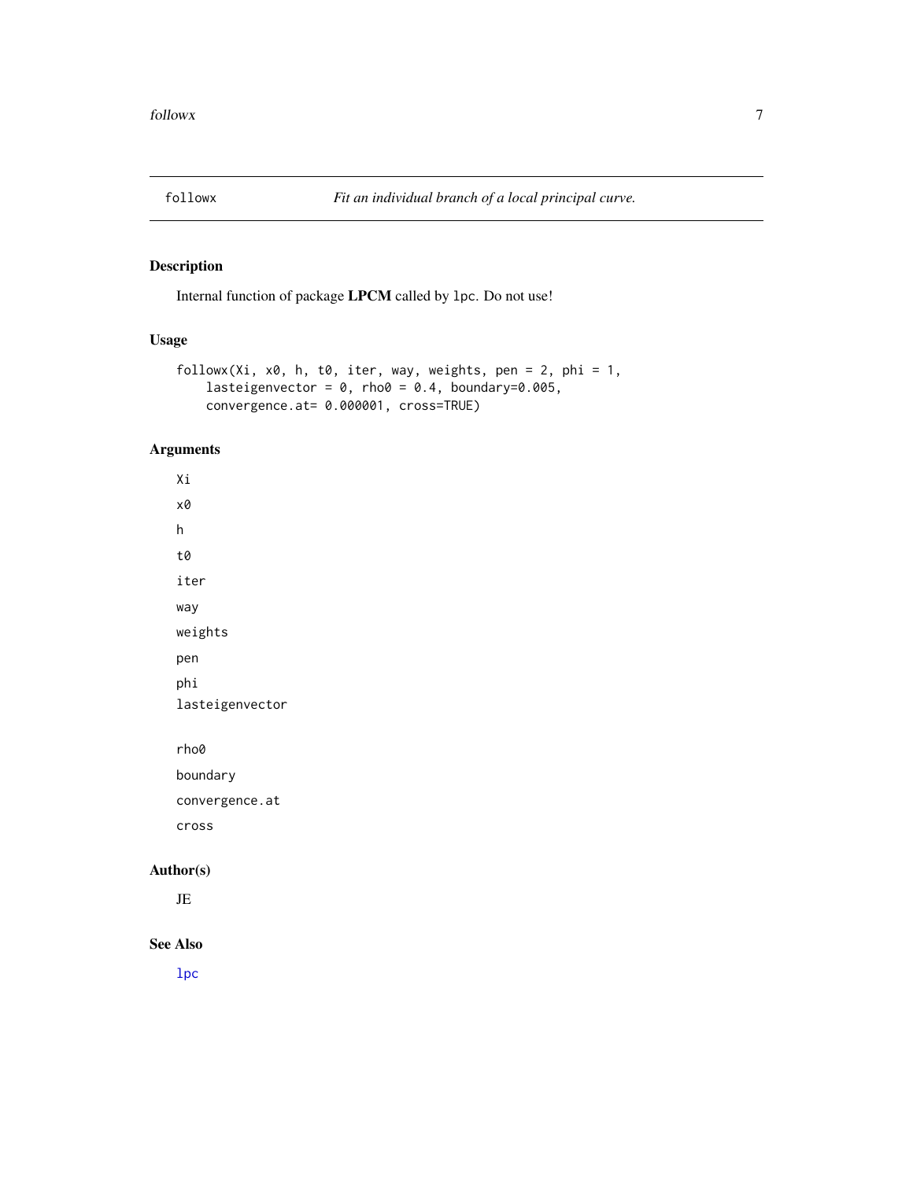# followx — *Fit an individual branch of a local principal curve.*

## Description

Internal function of package **LPCM** called by `lpc`. Do not use!

## Usage

```
followx(Xi, x0, h, t0, iter, way, weights, pen = 2, phi = 1,
    lasteigenvector = 0, rho0 = 0.4, boundary=0.005,
    convergence.at= 0.000001, cross=TRUE)
```

## Arguments

- `Xi`
- `x0`
- `h`
- `t0`
- `iter`
- `way`
- `weights`
- `pen`
- `phi`
- `lasteigenvector`
- `rho0`
- `boundary`
- `convergence.at`
- `cross`

## Author(s)

JE

## See Also

`lpc`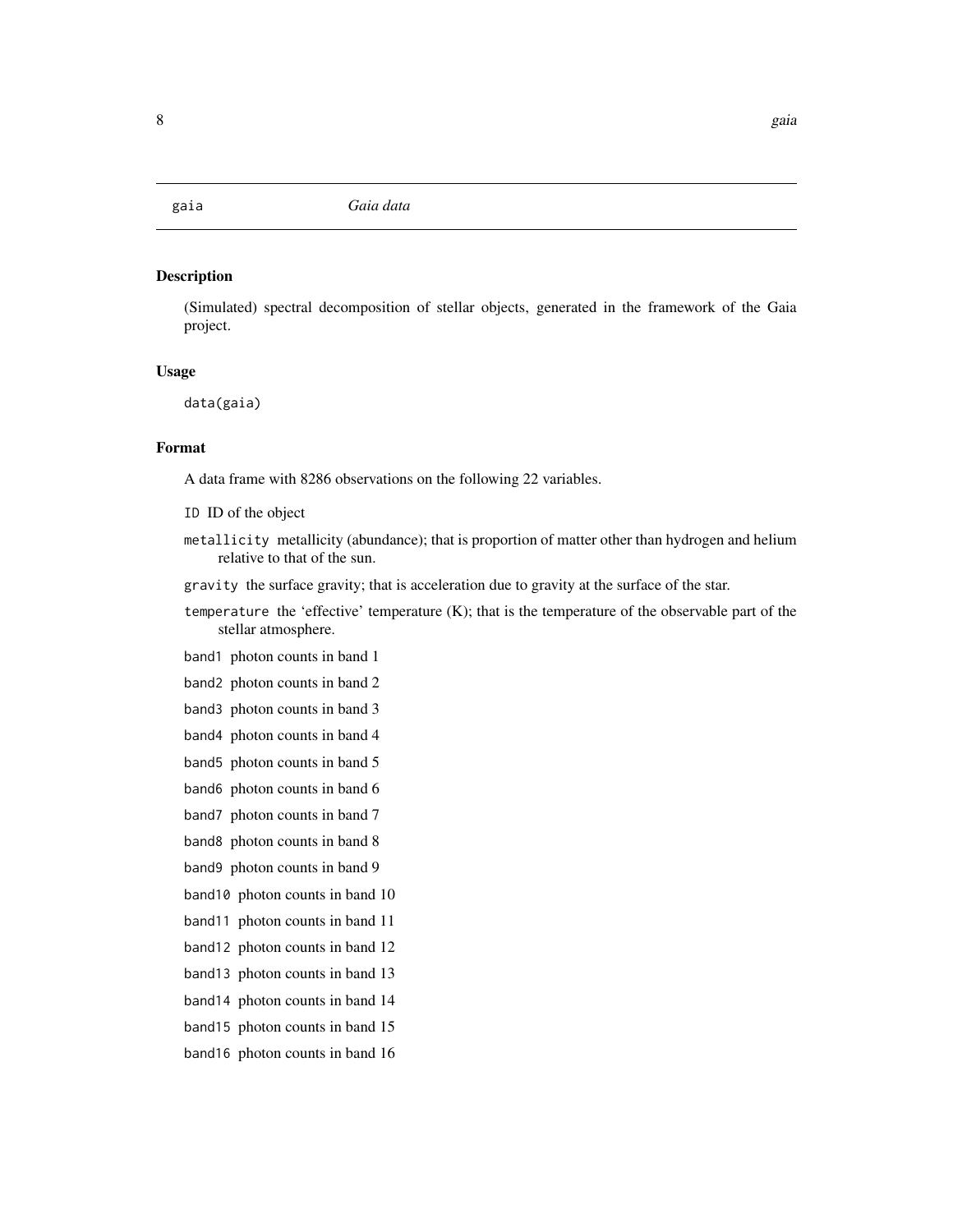## gaia — *Gaia data*

### Description

(Simulated) spectral decomposition of stellar objects, generated in the framework of the Gaia project.

### Usage

```
data(gaia)
```

### Format

A data frame with 8286 observations on the following 22 variables.

- `ID` ID of the object
- `metallicity` metallicity (abundance); that is proportion of matter other than hydrogen and helium relative to that of the sun.
- `gravity` the surface gravity; that is acceleration due to gravity at the surface of the star.
- `temperature` the 'effective' temperature (K); that is the temperature of the observable part of the stellar atmosphere.
- `band1` photon counts in band 1
- `band2` photon counts in band 2
- `band3` photon counts in band 3
- `band4` photon counts in band 4
- `band5` photon counts in band 5
- `band6` photon counts in band 6
- `band7` photon counts in band 7
- `band8` photon counts in band 8
- `band9` photon counts in band 9
- `band10` photon counts in band 10
- `band11` photon counts in band 11
- `band12` photon counts in band 12
- `band13` photon counts in band 13
- `band14` photon counts in band 14
- `band15` photon counts in band 15
- `band16` photon counts in band 16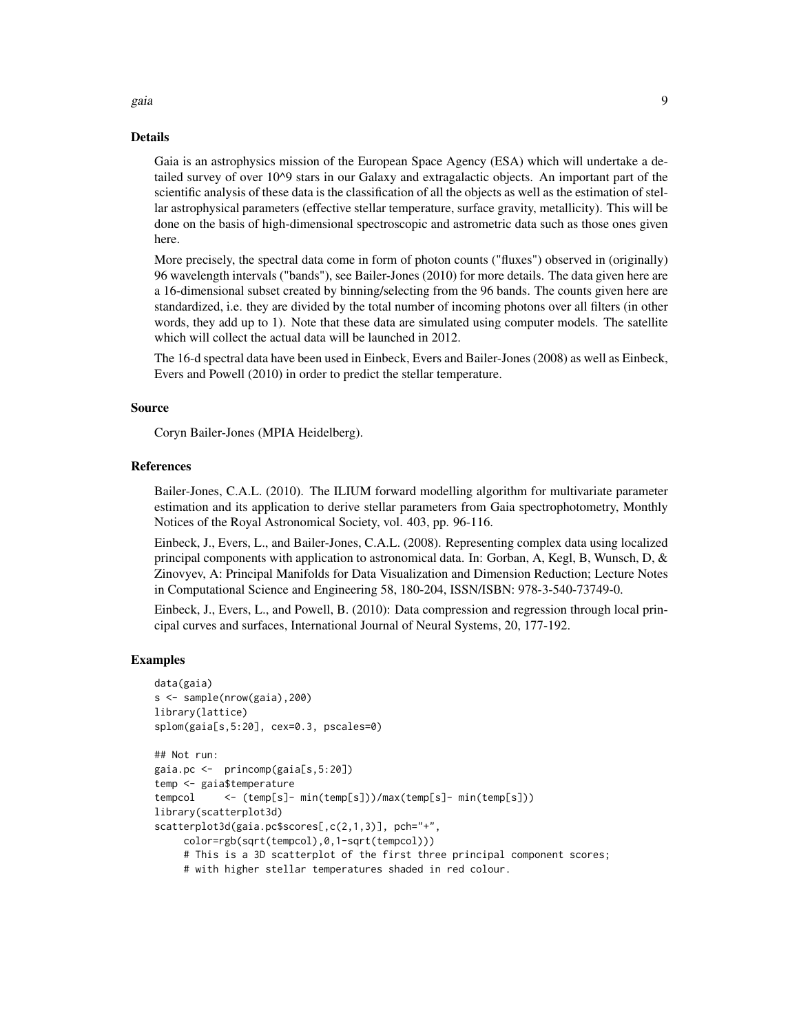## Details

Gaia is an astrophysics mission of the European Space Agency (ESA) which will undertake a detailed survey of over 10^9 stars in our Galaxy and extragalactic objects. An important part of the scientific analysis of these data is the classification of all the objects as well as the estimation of stellar astrophysical parameters (effective stellar temperature, surface gravity, metallicity). This will be done on the basis of high-dimensional spectroscopic and astrometric data such as those ones given here.

More precisely, the spectral data come in form of photon counts ("fluxes") observed in (originally) 96 wavelength intervals ("bands"), see Bailer-Jones (2010) for more details. The data given here are a 16-dimensional subset created by binning/selecting from the 96 bands. The counts given here are standardized, i.e. they are divided by the total number of incoming photons over all filters (in other words, they add up to 1). Note that these data are simulated using computer models. The satellite which will collect the actual data will be launched in 2012.

The 16-d spectral data have been used in Einbeck, Evers and Bailer-Jones (2008) as well as Einbeck, Evers and Powell (2010) in order to predict the stellar temperature.

## Source

Coryn Bailer-Jones (MPIA Heidelberg).

## References

Bailer-Jones, C.A.L. (2010). The ILIUM forward modelling algorithm for multivariate parameter estimation and its application to derive stellar parameters from Gaia spectrophotometry, Monthly Notices of the Royal Astronomical Society, vol. 403, pp. 96-116.

Einbeck, J., Evers, L., and Bailer-Jones, C.A.L. (2008). Representing complex data using localized principal components with application to astronomical data. In: Gorban, A, Kegl, B, Wunsch, D, & Zinovyev, A: Principal Manifolds for Data Visualization and Dimension Reduction; Lecture Notes in Computational Science and Engineering 58, 180-204, ISSN/ISBN: 978-3-540-73749-0.

Einbeck, J., Evers, L., and Powell, B. (2010): Data compression and regression through local principal curves and surfaces, International Journal of Neural Systems, 20, 177-192.

## Examples

```
data(gaia)
s <- sample(nrow(gaia),200)
library(lattice)
splom(gaia[s,5:20], cex=0.3, pscales=0)

## Not run:
gaia.pc <-  princomp(gaia[s,5:20])
temp <- gaia$temperature
tempcol     <- (temp[s]- min(temp[s]))/max(temp[s]- min(temp[s]))
library(scatterplot3d)
scatterplot3d(gaia.pc$scores[,c(2,1,3)], pch="+",
     color=rgb(sqrt(tempcol),0,1-sqrt(tempcol)))
     # This is a 3D scatterplot of the first three principal component scores;
     # with higher stellar temperatures shaded in red colour.
```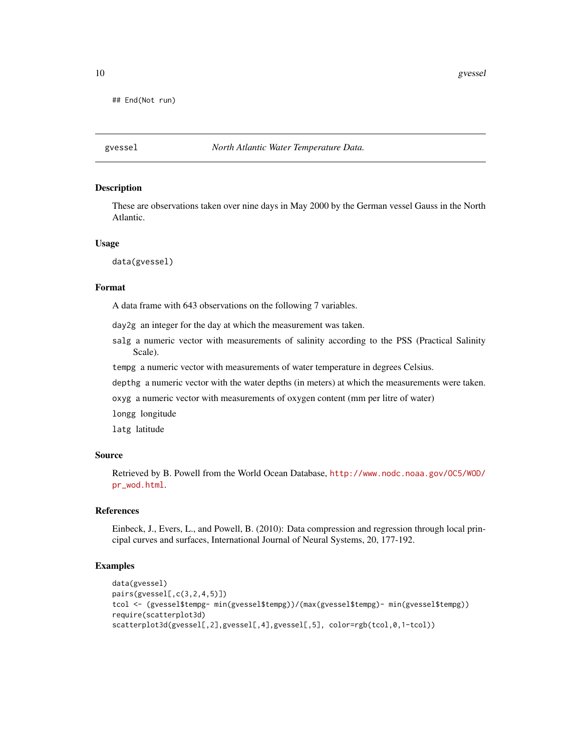```
## End(Not run)
```

## gvessel — *North Atlantic Water Temperature Data.*

### Description

These are observations taken over nine days in May 2000 by the German vessel Gauss in the North Atlantic.

### Usage

```
data(gvessel)
```

### Format

A data frame with 643 observations on the following 7 variables.

- `day2g` an integer for the day at which the measurement was taken.
- `salg` a numeric vector with measurements of salinity according to the PSS (Practical Salinity Scale).
- `tempg` a numeric vector with measurements of water temperature in degrees Celsius.
- `depthg` a numeric vector with the water depths (in meters) at which the measurements were taken.
- `oxyg` a numeric vector with measurements of oxygen content (mm per litre of water)
- `longg` longitude
- `latg` latitude

### Source

Retrieved by B. Powell from the World Ocean Database, http://www.nodc.noaa.gov/OC5/WOD/pr_wod.html.

### References

Einbeck, J., Evers, L., and Powell, B. (2010): Data compression and regression through local principal curves and surfaces, International Journal of Neural Systems, 20, 177-192.

### Examples

```
data(gvessel)
pairs(gvessel[,c(3,2,4,5)])
tcol <- (gvessel$tempg- min(gvessel$tempg))/(max(gvessel$tempg)- min(gvessel$tempg))
require(scatterplot3d)
scatterplot3d(gvessel[,2],gvessel[,4],gvessel[,5], color=rgb(tcol,0,1-tcol))
```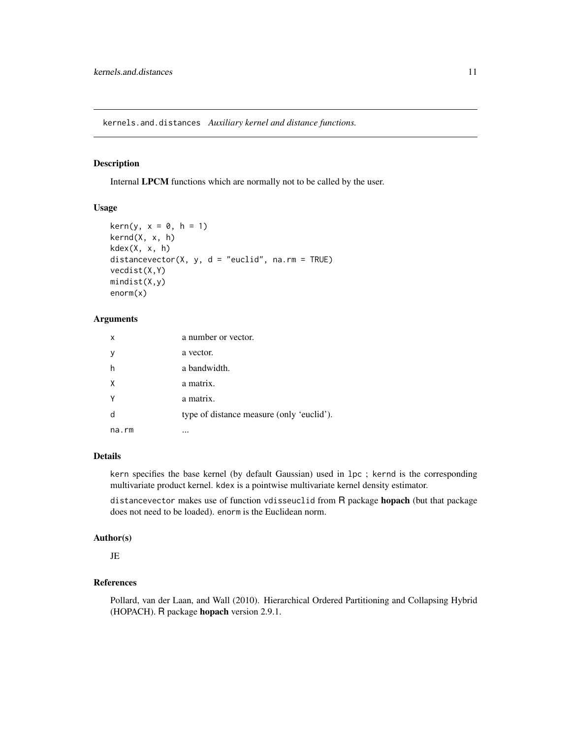# kernels.and.distances *Auxiliary kernel and distance functions.*

## Description

Internal **LPCM** functions which are normally not to be called by the user.

## Usage

```
kern(y, x = 0, h = 1)
kernd(X, x, h)
kdex(X, x, h)
distancevector(X, y, d = "euclid", na.rm = TRUE)
vecdist(X,Y)
mindist(X,y)
enorm(x)
```

## Arguments

| | |
|---|---|
| x | a number or vector. |
| y | a vector. |
| h | a bandwidth. |
| X | a matrix. |
| Y | a matrix. |
| d | type of distance measure (only 'euclid'). |
| na.rm | ... |

## Details

kern specifies the base kernel (by default Gaussian) used in lpc ; kernd is the corresponding multivariate product kernel. kdex is a pointwise multivariate kernel density estimator.

distancevector makes use of function vdisseuclid from R package **hopach** (but that package does not need to be loaded). enorm is the Euclidean norm.

## Author(s)

JE

## References

Pollard, van der Laan, and Wall (2010). Hierarchical Ordered Partitioning and Collapsing Hybrid (HOPACH). R package **hopach** version 2.9.1.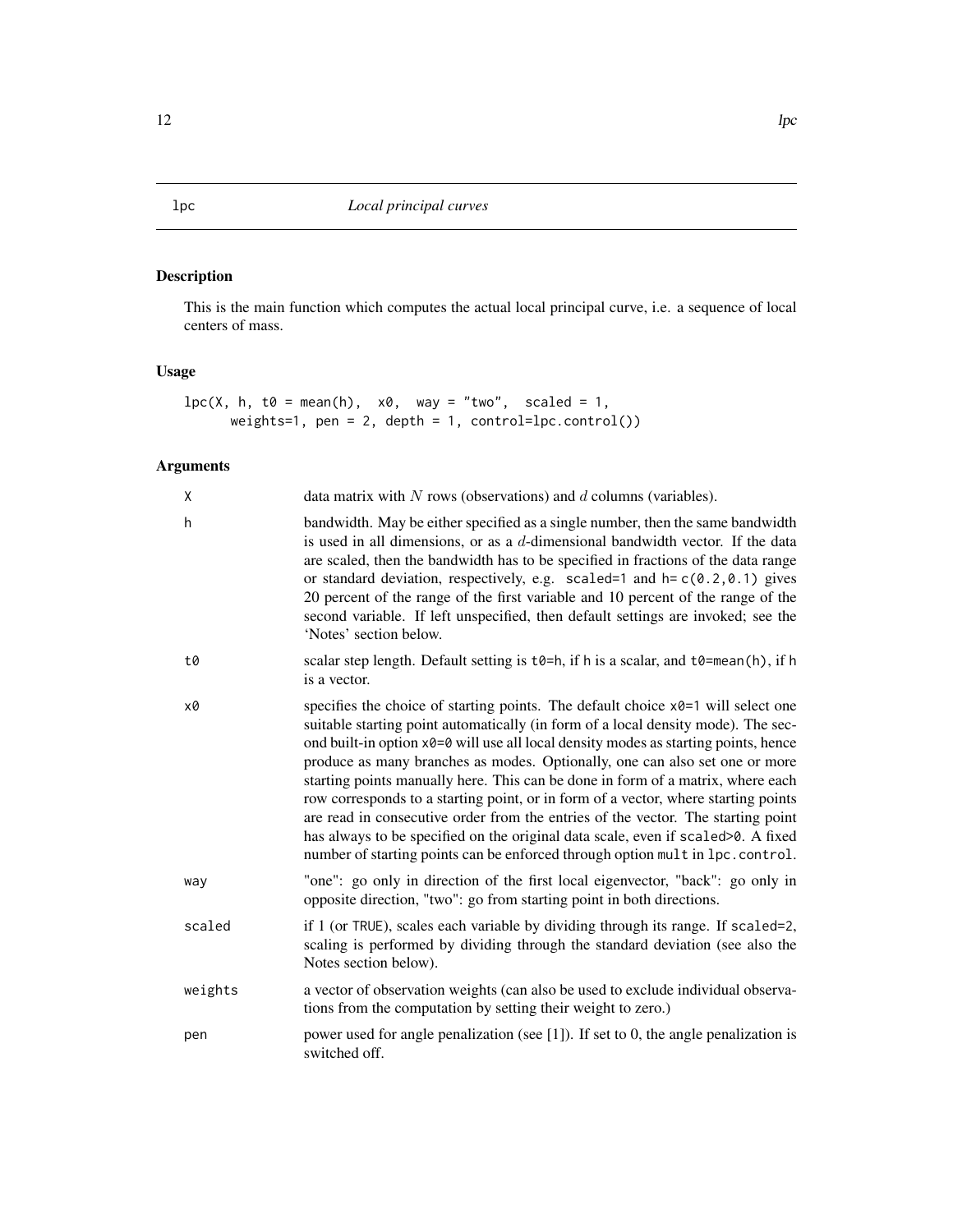lpc — *Local principal curves*

## Description

This is the main function which computes the actual local principal curve, i.e. a sequence of local centers of mass.

## Usage

```
lpc(X, h, t0 = mean(h),  x0,  way = "two",  scaled = 1,
      weights=1, pen = 2, depth = 1, control=lpc.control())
```

## Arguments

| | |
|---|---|
| X | data matrix with $N$ rows (observations) and $d$ columns (variables). |
| h | bandwidth. May be either specified as a single number, then the same bandwidth is used in all dimensions, or as a $d$-dimensional bandwidth vector. If the data are scaled, then the bandwidth has to be specified in fractions of the data range or standard deviation, respectively, e.g. `scaled=1` and `h= c(0.2,0.1)` gives 20 percent of the range of the first variable and 10 percent of the range of the second variable. If left unspecified, then default settings are invoked; see the 'Notes' section below. |
| t0 | scalar step length. Default setting is `t0=h`, if `h` is a scalar, and `t0=mean(h)`, if `h` is a vector. |
| x0 | specifies the choice of starting points. The default choice `x0=1` will select one suitable starting point automatically (in form of a local density mode). The second built-in option `x0=0` will use all local density modes as starting points, hence produce as many branches as modes. Optionally, one can also set one or more starting points manually here. This can be done in form of a matrix, where each row corresponds to a starting point, or in form of a vector, where starting points are read in consecutive order from the entries of the vector. The starting point has always to be specified on the original data scale, even if `scaled>0`. A fixed number of starting points can be enforced through option `mult` in `lpc.control`. |
| way | "one": go only in direction of the first local eigenvector, "back": go only in opposite direction, "two": go from starting point in both directions. |
| scaled | if 1 (or `TRUE`), scales each variable by dividing through its range. If `scaled=2`, scaling is performed by dividing through the standard deviation (see also the Notes section below). |
| weights | a vector of observation weights (can also be used to exclude individual observations from the computation by setting their weight to zero.) |
| pen | power used for angle penalization (see [1]). If set to 0, the angle penalization is switched off. |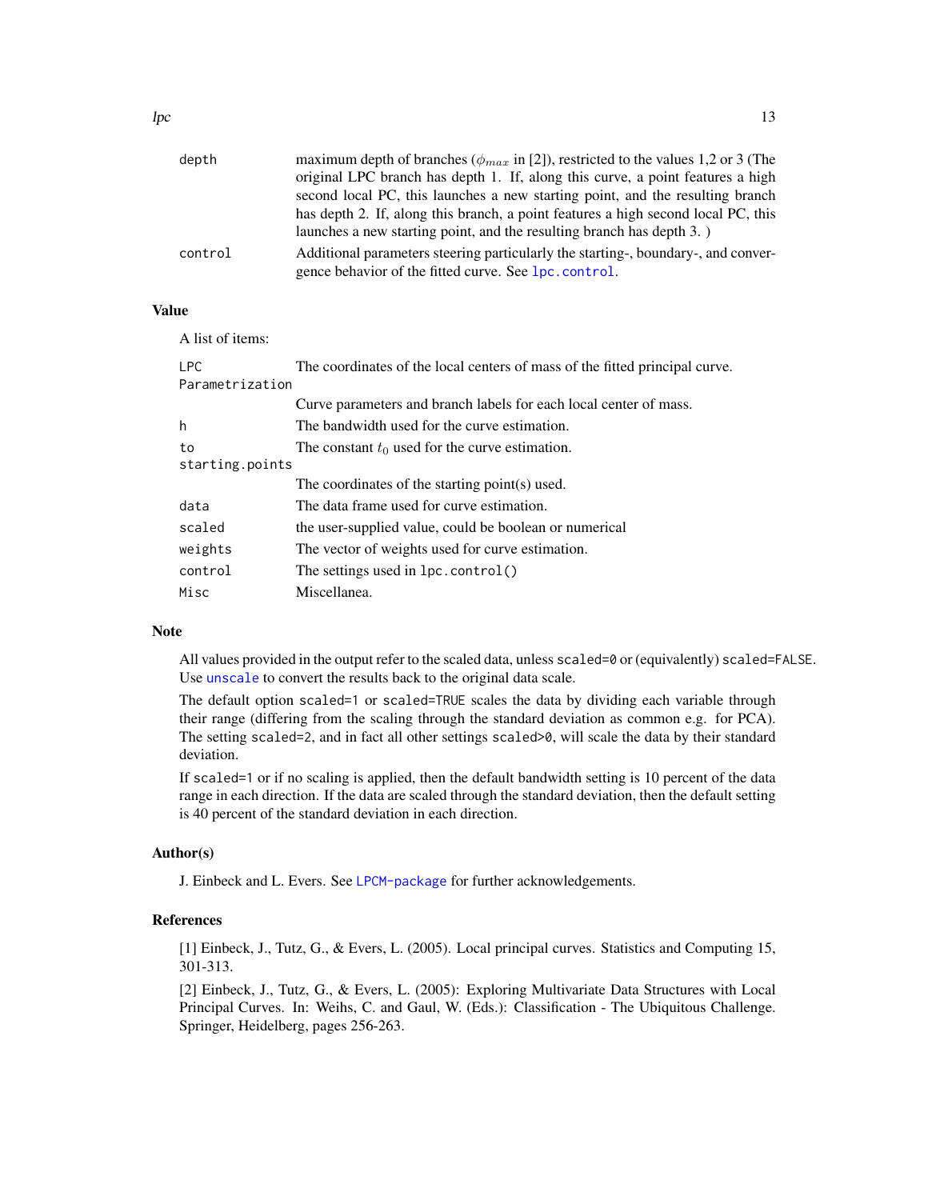| | |
|---|---|
| `depth` | maximum depth of branches ($\phi_{max}$ in [2]), restricted to the values 1,2 or 3 (The original LPC branch has depth 1. If, along this curve, a point features a high second local PC, this launches a new starting point, and the resulting branch has depth 2. If, along this branch, a point features a high second local PC, this launches a new starting point, and the resulting branch has depth 3. ) |
| `control` | Additional parameters steering particularly the starting-, boundary-, and convergence behavior of the fitted curve. See `lpc.control`. |

## Value

A list of items:

| | |
|---|---|
| `LPC` | The coordinates of the local centers of mass of the fitted principal curve. |
| `Parametrization` | Curve parameters and branch labels for each local center of mass. |
| `h` | The bandwidth used for the curve estimation. |
| `to` | The constant $t_0$ used for the curve estimation. |
| `starting.points` | The coordinates of the starting point(s) used. |
| `data` | The data frame used for curve estimation. |
| `scaled` | the user-supplied value, could be boolean or numerical |
| `weights` | The vector of weights used for curve estimation. |
| `control` | The settings used in `lpc.control()` |
| `Misc` | Miscellanea. |

## Note

All values provided in the output refer to the scaled data, unless `scaled=0` or (equivalently) `scaled=FALSE`. Use `unscale` to convert the results back to the original data scale.

The default option `scaled=1` or `scaled=TRUE` scales the data by dividing each variable through their range (differing from the scaling through the standard deviation as common e.g. for PCA). The setting `scaled=2`, and in fact all other settings `scaled>0`, will scale the data by their standard deviation.

If `scaled=1` or if no scaling is applied, then the default bandwidth setting is 10 percent of the data range in each direction. If the data are scaled through the standard deviation, then the default setting is 40 percent of the standard deviation in each direction.

## Author(s)

J. Einbeck and L. Evers. See `LPCM-package` for further acknowledgements.

## References

[1] Einbeck, J., Tutz, G., & Evers, L. (2005). Local principal curves. Statistics and Computing 15, 301-313.

[2] Einbeck, J., Tutz, G., & Evers, L. (2005): Exploring Multivariate Data Structures with Local Principal Curves. In: Weihs, C. and Gaul, W. (Eds.): Classification - The Ubiquitous Challenge. Springer, Heidelberg, pages 256-263.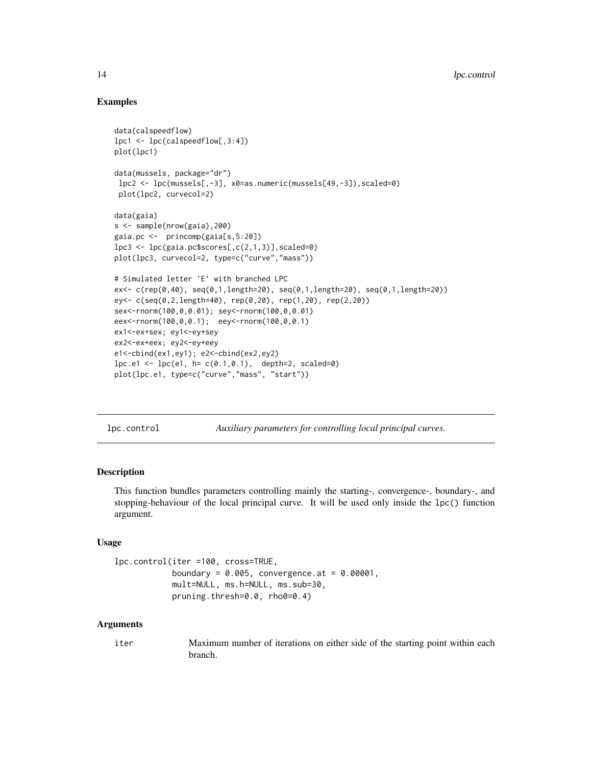## Examples

```
data(calspeedflow)
lpc1 <- lpc(calspeedflow[,3:4])
plot(lpc1)

data(mussels, package="dr")
 lpc2 <- lpc(mussels[,-3], x0=as.numeric(mussels[49,-3]),scaled=0)
 plot(lpc2, curvecol=2)

data(gaia)
s <- sample(nrow(gaia),200)
gaia.pc <-  princomp(gaia[s,5:20])
lpc3 <- lpc(gaia.pc$scores[,c(2,1,3)],scaled=0)
plot(lpc3, curvecol=2, type=c("curve","mass"))

# Simulated letter 'E' with branched LPC
ex<- c(rep(0,40), seq(0,1,length=20), seq(0,1,length=20), seq(0,1,length=20))
ey<- c(seq(0,2,length=40), rep(0,20), rep(1,20), rep(2,20))
sex<-rnorm(100,0,0.01); sey<-rnorm(100,0,0.01)
eex<-rnorm(100,0,0.1);  eey<-rnorm(100,0,0.1)
ex1<-ex+sex; ey1<-ey+sey
ex2<-ex+eex; ey2<-ey+eey
e1<-cbind(ex1,ey1); e2<-cbind(ex2,ey2)
lpc.e1 <- lpc(e1, h= c(0.1,0.1),  depth=2, scaled=0)
plot(lpc.e1, type=c("curve","mass", "start"))
```

---

# lpc.control — *Auxiliary parameters for controlling local principal curves.*

## Description

This function bundles parameters controlling mainly the starting-, convergence-, boundary-, and stopping-behaviour of the local principal curve. It will be used only inside the `lpc()` function argument.

## Usage

```
lpc.control(iter =100, cross=TRUE,
            boundary = 0.005, convergence.at = 0.00001,
            mult=NULL, ms.h=NULL, ms.sub=30,
            pruning.thresh=0.0, rho0=0.4)
```

## Arguments

| | |
|---|---|
| iter | Maximum number of iterations on either side of the starting point within each branch. |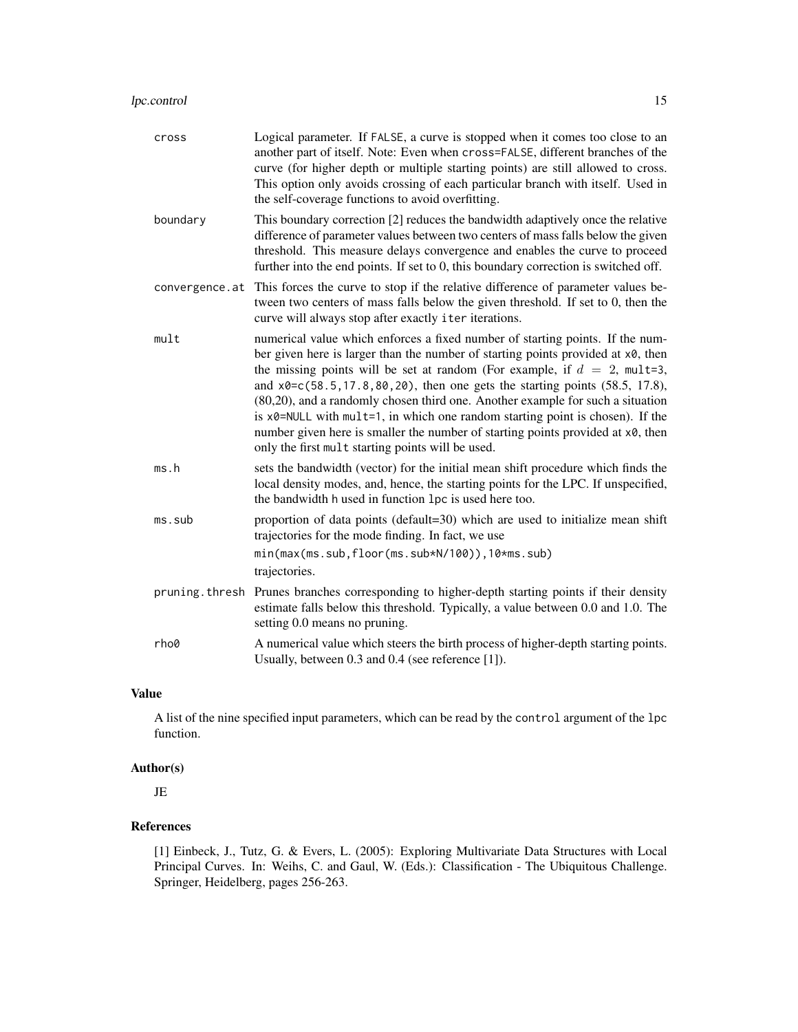| | |
|---|---|
| `cross` | Logical parameter. If `FALSE`, a curve is stopped when it comes too close to an another part of itself. Note: Even when `cross=FALSE`, different branches of the curve (for higher depth or multiple starting points) are still allowed to cross. This option only avoids crossing of each particular branch with itself. Used in the self-coverage functions to avoid overfitting. |
| `boundary` | This boundary correction [2] reduces the bandwidth adaptively once the relative difference of parameter values between two centers of mass falls below the given threshold. This measure delays convergence and enables the curve to proceed further into the end points. If set to 0, this boundary correction is switched off. |
| `convergence.at` | This forces the curve to stop if the relative difference of parameter values between two centers of mass falls below the given threshold. If set to 0, then the curve will always stop after exactly `iter` iterations. |
| `mult` | numerical value which enforces a fixed number of starting points. If the number given here is larger than the number of starting points provided at `x0`, then the missing points will be set at random (For example, if $d = 2$, `mult=3`, and `x0=c(58.5,17.8,80,20)`, then one gets the starting points (58.5, 17.8), (80,20), and a randomly chosen third one. Another example for such a situation is `x0=NULL` with `mult=1`, in which one random starting point is chosen). If the number given here is smaller the number of starting points provided at `x0`, then only the first `mult` starting points will be used. |
| `ms.h` | sets the bandwidth (vector) for the initial mean shift procedure which finds the local density modes, and, hence, the starting points for the LPC. If unspecified, the bandwidth `h` used in function `lpc` is used here too. |
| `ms.sub` | proportion of data points (default=30) which are used to initialize mean shift trajectories for the mode finding. In fact, we use `min(max(ms.sub,floor(ms.sub*N/100)),10*ms.sub)` trajectories. |
| `pruning.thresh` | Prunes branches corresponding to higher-depth starting points if their density estimate falls below this threshold. Typically, a value between 0.0 and 1.0. The setting 0.0 means no pruning. |
| `rho0` | A numerical value which steers the birth process of higher-depth starting points. Usually, between 0.3 and 0.4 (see reference [1]). |

## Value

A list of the nine specified input parameters, which can be read by the `control` argument of the `lpc` function.

## Author(s)

JE

## References

[1] Einbeck, J., Tutz, G. & Evers, L. (2005): Exploring Multivariate Data Structures with Local Principal Curves. In: Weihs, C. and Gaul, W. (Eds.): Classification - The Ubiquitous Challenge. Springer, Heidelberg, pages 256-263.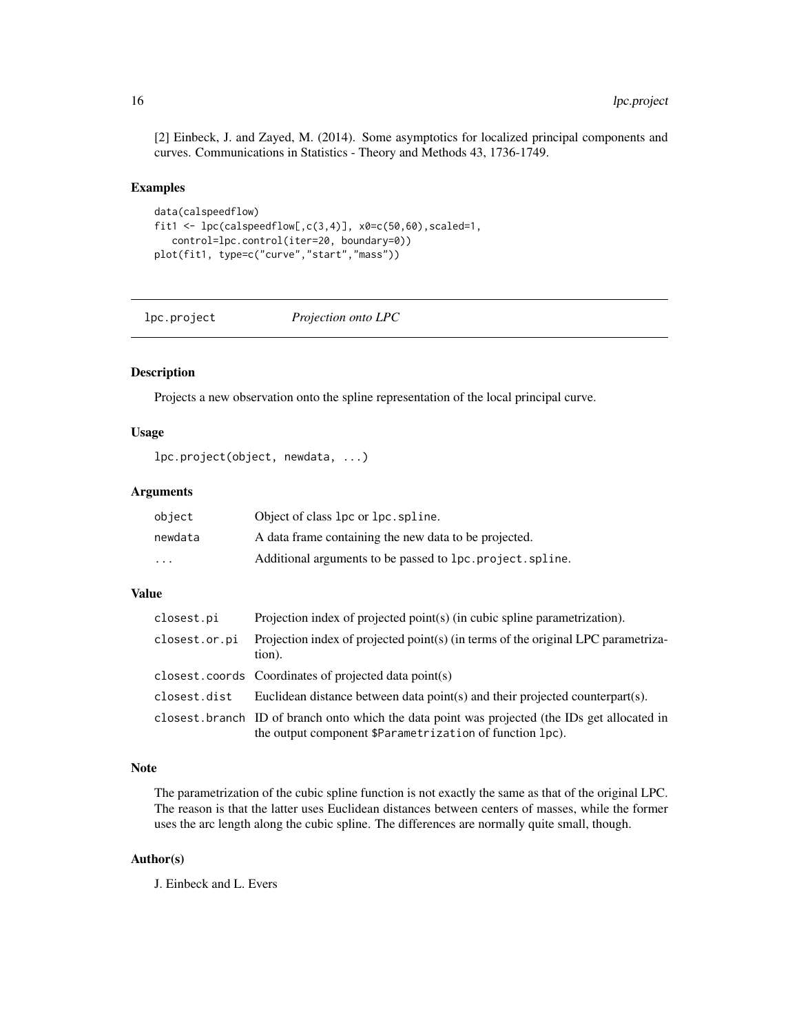[2] Einbeck, J. and Zayed, M. (2014). Some asymptotics for localized principal components and curves. Communications in Statistics - Theory and Methods 43, 1736-1749.

### Examples

```
data(calspeedflow)
fit1 <- lpc(calspeedflow[,c(3,4)], x0=c(50,60),scaled=1,
   control=lpc.control(iter=20, boundary=0))
plot(fit1, type=c("curve","start","mass"))
```

## lpc.project *Projection onto LPC*

### Description

Projects a new observation onto the spline representation of the local principal curve.

### Usage

```
lpc.project(object, newdata, ...)
```

### Arguments

| | |
|---|---|
| object | Object of class lpc or lpc.spline. |
| newdata | A data frame containing the new data to be projected. |
| ... | Additional arguments to be passed to lpc.project.spline. |

### Value

| | |
|---|---|
| closest.pi | Projection index of projected point(s) (in cubic spline parametrization). |
| closest.or.pi | Projection index of projected point(s) (in terms of the original LPC parametrization). |
| closest.coords | Coordinates of projected data point(s) |
| closest.dist | Euclidean distance between data point(s) and their projected counterpart(s). |
| closest.branch | ID of branch onto which the data point was projected (the IDs get allocated in the output component $Parametrization of function lpc). |

### Note

The parametrization of the cubic spline function is not exactly the same as that of the original LPC. The reason is that the latter uses Euclidean distances between centers of masses, while the former uses the arc length along the cubic spline. The differences are normally quite small, though.

### Author(s)

J. Einbeck and L. Evers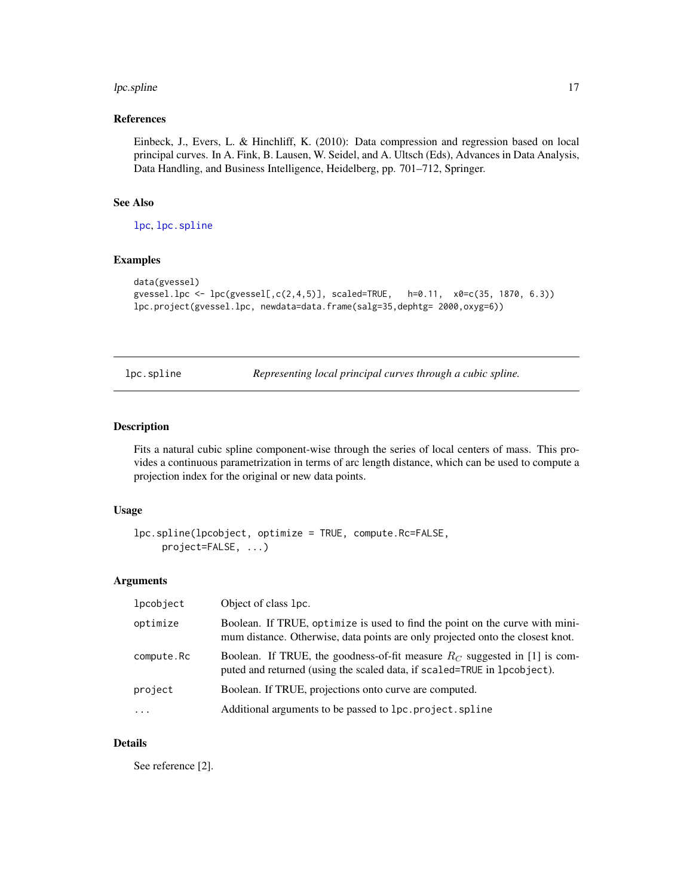### References

Einbeck, J., Evers, L. & Hinchliff, K. (2010): Data compression and regression based on local principal curves. In A. Fink, B. Lausen, W. Seidel, and A. Ultsch (Eds), Advances in Data Analysis, Data Handling, and Business Intelligence, Heidelberg, pp. 701–712, Springer.

### See Also

lpc, lpc.spline

### Examples

```
data(gvessel)
gvessel.lpc <- lpc(gvessel[,c(2,4,5)], scaled=TRUE,   h=0.11,  x0=c(35, 1870, 6.3))
lpc.project(gvessel.lpc, newdata=data.frame(salg=35,dephtg= 2000,oxyg=6))
```

---

## lpc.spline    *Representing local principal curves through a cubic spline.*

### Description

Fits a natural cubic spline component-wise through the series of local centers of mass. This provides a continuous parametrization in terms of arc length distance, which can be used to compute a projection index for the original or new data points.

### Usage

```
lpc.spline(lpcobject, optimize = TRUE, compute.Rc=FALSE,
     project=FALSE, ...)
```

### Arguments

| | |
|---|---|
| lpcobject | Object of class lpc. |
| optimize | Boolean. If TRUE, optimize is used to find the point on the curve with minimum distance. Otherwise, data points are only projected onto the closest knot. |
| compute.Rc | Boolean. If TRUE, the goodness-of-fit measure $R_C$ suggested in [1] is computed and returned (using the scaled data, if scaled=TRUE in lpcobject). |
| project | Boolean. If TRUE, projections onto curve are computed. |
| ... | Additional arguments to be passed to lpc.project.spline |

### Details

See reference [2].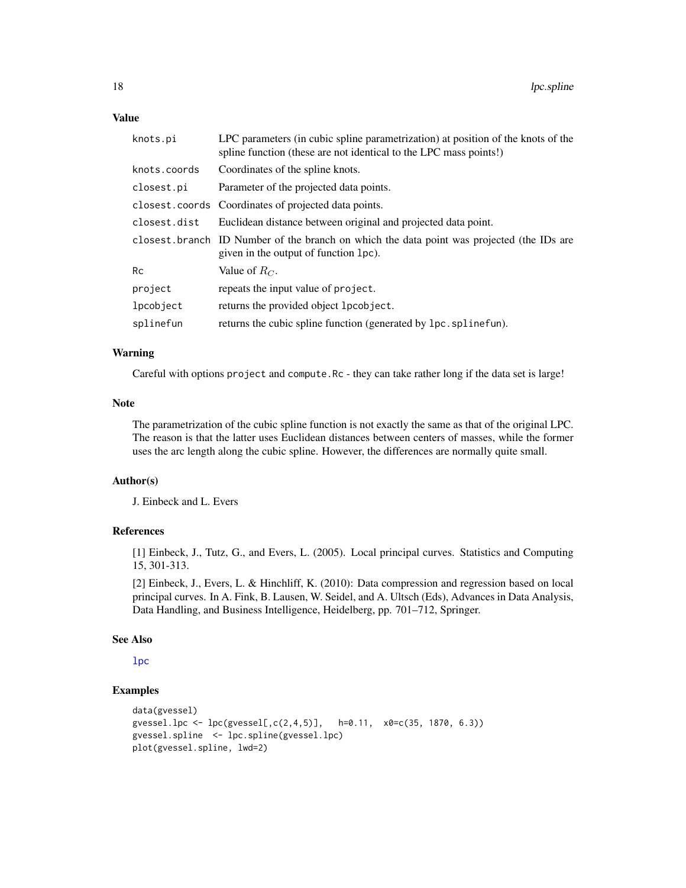## Value

| | |
|---|---|
| knots.pi | LPC parameters (in cubic spline parametrization) at position of the knots of the spline function (these are not identical to the LPC mass points!) |
| knots.coords | Coordinates of the spline knots. |
| closest.pi | Parameter of the projected data points. |
| closest.coords | Coordinates of projected data points. |
| closest.dist | Euclidean distance between original and projected data point. |
| closest.branch | ID Number of the branch on which the data point was projected (the IDs are given in the output of function lpc). |
| Rc | Value of $R_C$. |
| project | repeats the input value of project. |
| lpcobject | returns the provided object lpcobject. |
| splinefun | returns the cubic spline function (generated by lpc.splinefun). |

## Warning

Careful with options project and compute.Rc - they can take rather long if the data set is large!

## Note

The parametrization of the cubic spline function is not exactly the same as that of the original LPC. The reason is that the latter uses Euclidean distances between centers of masses, while the former uses the arc length along the cubic spline. However, the differences are normally quite small.

## Author(s)

J. Einbeck and L. Evers

## References

[1] Einbeck, J., Tutz, G., and Evers, L. (2005). Local principal curves. Statistics and Computing 15, 301-313.

[2] Einbeck, J., Evers, L. & Hinchliff, K. (2010): Data compression and regression based on local principal curves. In A. Fink, B. Lausen, W. Seidel, and A. Ultsch (Eds), Advances in Data Analysis, Data Handling, and Business Intelligence, Heidelberg, pp. 701–712, Springer.

## See Also

lpc

## Examples

```
data(gvessel)
gvessel.lpc <- lpc(gvessel[,c(2,4,5)],   h=0.11,  x0=c(35, 1870, 6.3))
gvessel.spline  <- lpc.spline(gvessel.lpc)
plot(gvessel.spline, lwd=2)
```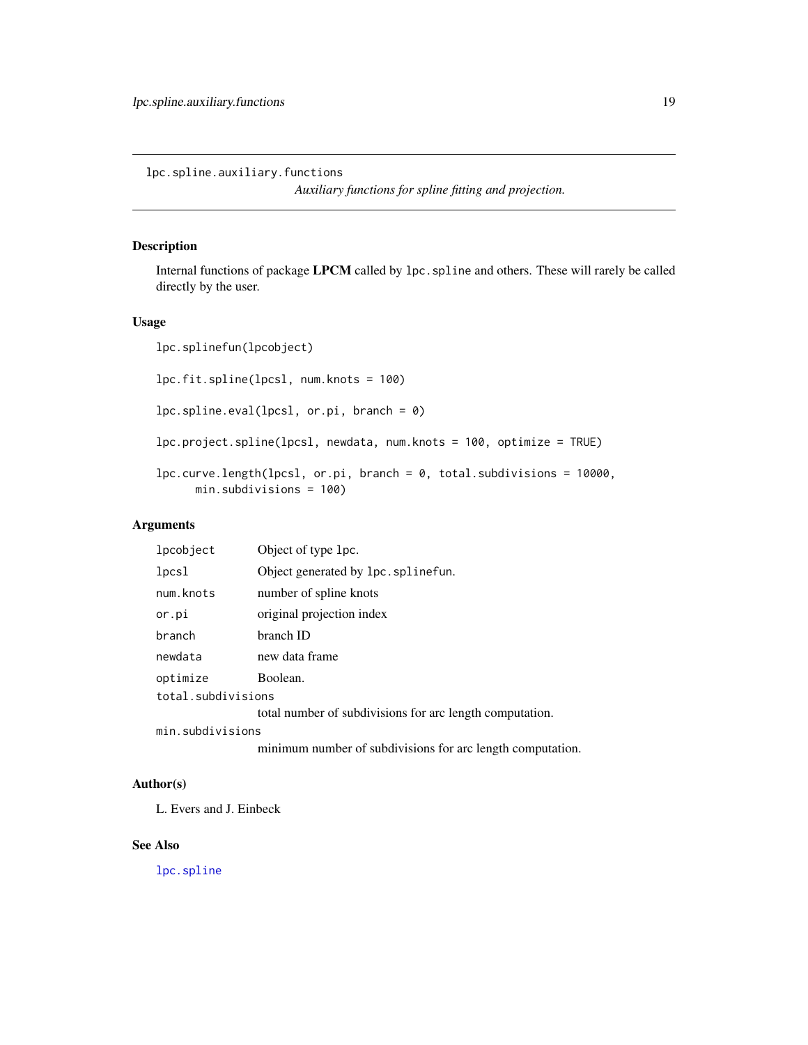`lpc.spline.auxiliary.functions`

*Auxiliary functions for spline fitting and projection.*

## Description

Internal functions of package **LPCM** called by `lpc.spline` and others. These will rarely be called directly by the user.

## Usage

```
lpc.splinefun(lpcobject)

lpc.fit.spline(lpcsl, num.knots = 100)

lpc.spline.eval(lpcsl, or.pi, branch = 0)

lpc.project.spline(lpcsl, newdata, num.knots = 100, optimize = TRUE)

lpc.curve.length(lpcsl, or.pi, branch = 0, total.subdivisions = 10000,
      min.subdivisions = 100)
```

## Arguments

| | |
|---|---|
| `lpcobject` | Object of type `lpc`. |
| `lpcsl` | Object generated by `lpc.splinefun`. |
| `num.knots` | number of spline knots |
| `or.pi` | original projection index |
| `branch` | branch ID |
| `newdata` | new data frame |
| `optimize` | Boolean. |
| `total.subdivisions` | total number of subdivisions for arc length computation. |
| `min.subdivisions` | minimum number of subdivisions for arc length computation. |

## Author(s)

L. Evers and J. Einbeck

## See Also

`lpc.spline`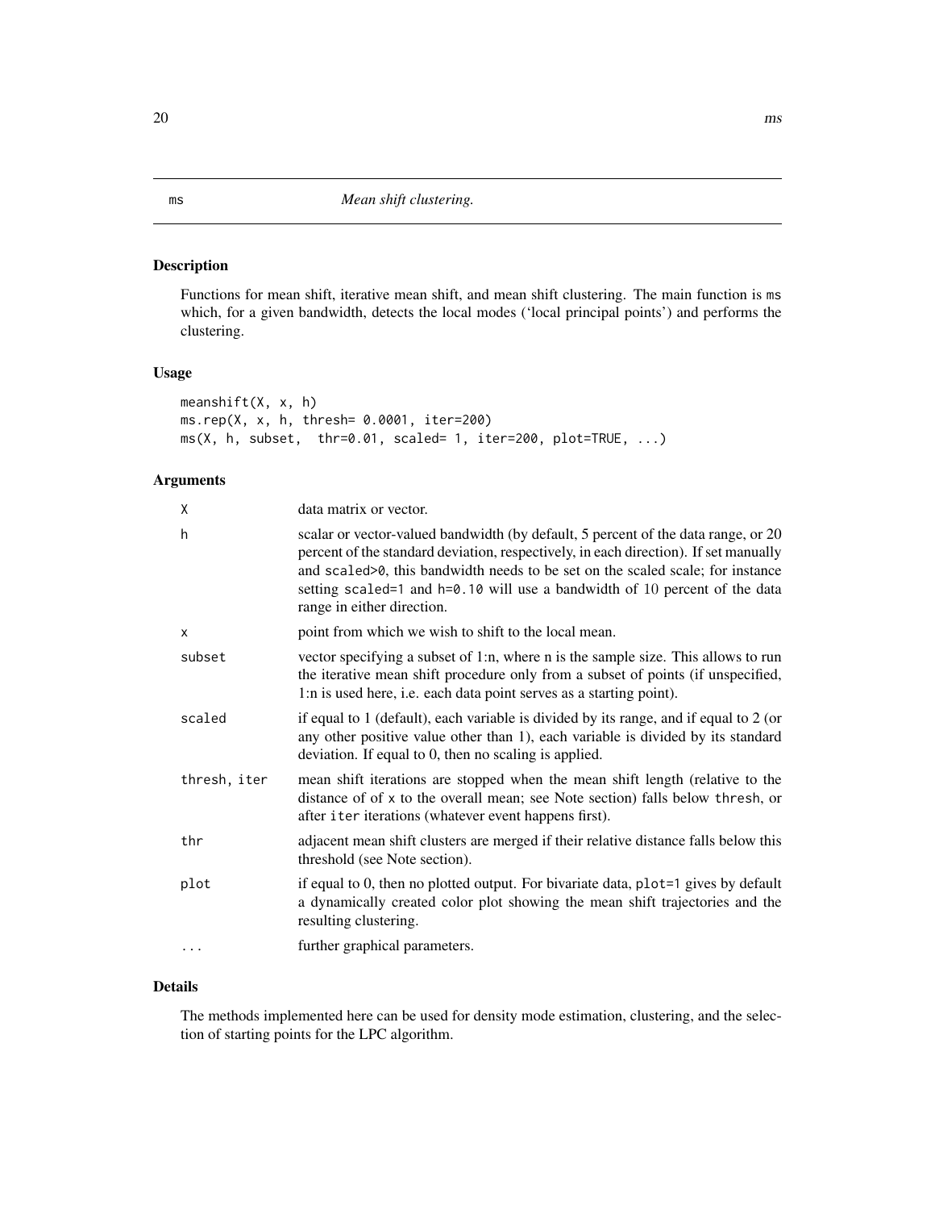# ms *Mean shift clustering.*

## Description

Functions for mean shift, iterative mean shift, and mean shift clustering. The main function is `ms` which, for a given bandwidth, detects the local modes ('local principal points') and performs the clustering.

## Usage

```
meanshift(X, x, h)
ms.rep(X, x, h, thresh= 0.0001, iter=200)
ms(X, h, subset,  thr=0.01, scaled= 1, iter=200, plot=TRUE, ...)
```

## Arguments

| Argument | Description |
| --- | --- |
| `X` | data matrix or vector. |
| `h` | scalar or vector-valued bandwidth (by default, 5 percent of the data range, or 20 percent of the standard deviation, respectively, in each direction). If set manually and `scaled>0`, this bandwidth needs to be set on the scaled scale; for instance setting `scaled=1` and `h=0.10` will use a bandwidth of 10 percent of the data range in either direction. |
| `x` | point from which we wish to shift to the local mean. |
| `subset` | vector specifying a subset of 1:n, where n is the sample size. This allows to run the iterative mean shift procedure only from a subset of points (if unspecified, 1:n is used here, i.e. each data point serves as a starting point). |
| `scaled` | if equal to 1 (default), each variable is divided by its range, and if equal to 2 (or any other positive value other than 1), each variable is divided by its standard deviation. If equal to 0, then no scaling is applied. |
| `thresh, iter` | mean shift iterations are stopped when the mean shift length (relative to the distance of of `x` to the overall mean; see Note section) falls below `thresh`, or after `iter` iterations (whatever event happens first). |
| `thr` | adjacent mean shift clusters are merged if their relative distance falls below this threshold (see Note section). |
| `plot` | if equal to 0, then no plotted output. For bivariate data, `plot=1` gives by default a dynamically created color plot showing the mean shift trajectories and the resulting clustering. |
| `...` | further graphical parameters. |

## Details

The methods implemented here can be used for density mode estimation, clustering, and the selection of starting points for the LPC algorithm.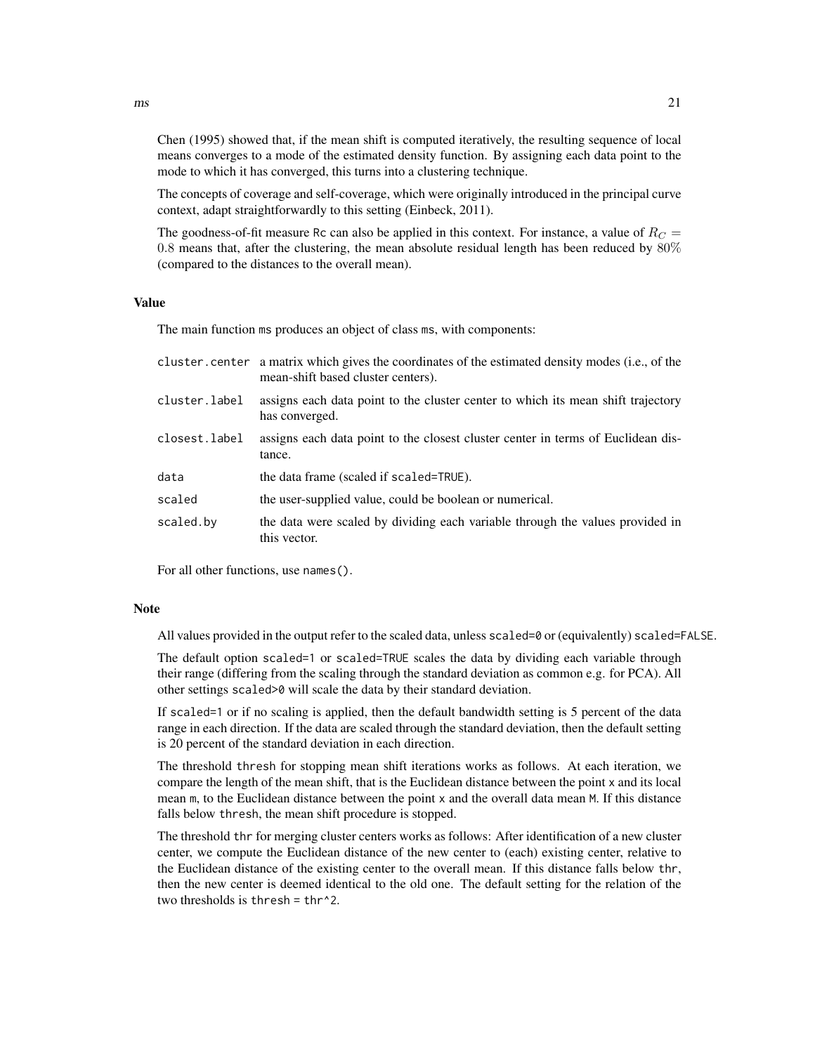Chen (1995) showed that, if the mean shift is computed iteratively, the resulting sequence of local means converges to a mode of the estimated density function. By assigning each data point to the mode to which it has converged, this turns into a clustering technique.

The concepts of coverage and self-coverage, which were originally introduced in the principal curve context, adapt straightforwardly to this setting (Einbeck, 2011).

The goodness-of-fit measure Rc can also be applied in this context. For instance, a value of $R_C = 0.8$ means that, after the clustering, the mean absolute residual length has been reduced by $80\%$ (compared to the distances to the overall mean).

### Value

The main function ms produces an object of class ms, with components:

| | |
|---|---|
| cluster.center | a matrix which gives the coordinates of the estimated density modes (i.e., of the mean-shift based cluster centers). |
| cluster.label | assigns each data point to the cluster center to which its mean shift trajectory has converged. |
| closest.label | assigns each data point to the closest cluster center in terms of Euclidean distance. |
| data | the data frame (scaled if scaled=TRUE). |
| scaled | the user-supplied value, could be boolean or numerical. |
| scaled.by | the data were scaled by dividing each variable through the values provided in this vector. |

For all other functions, use names().

### Note

All values provided in the output refer to the scaled data, unless scaled=0 or (equivalently) scaled=FALSE.

The default option scaled=1 or scaled=TRUE scales the data by dividing each variable through their range (differing from the scaling through the standard deviation as common e.g. for PCA). All other settings scaled>0 will scale the data by their standard deviation.

If scaled=1 or if no scaling is applied, then the default bandwidth setting is 5 percent of the data range in each direction. If the data are scaled through the standard deviation, then the default setting is 20 percent of the standard deviation in each direction.

The threshold thresh for stopping mean shift iterations works as follows. At each iteration, we compare the length of the mean shift, that is the Euclidean distance between the point x and its local mean m, to the Euclidean distance between the point x and the overall data mean M. If this distance falls below thresh, the mean shift procedure is stopped.

The threshold thr for merging cluster centers works as follows: After identification of a new cluster center, we compute the Euclidean distance of the new center to (each) existing center, relative to the Euclidean distance of the existing center to the overall mean. If this distance falls below thr, then the new center is deemed identical to the old one. The default setting for the relation of the two thresholds is thresh = thr^2.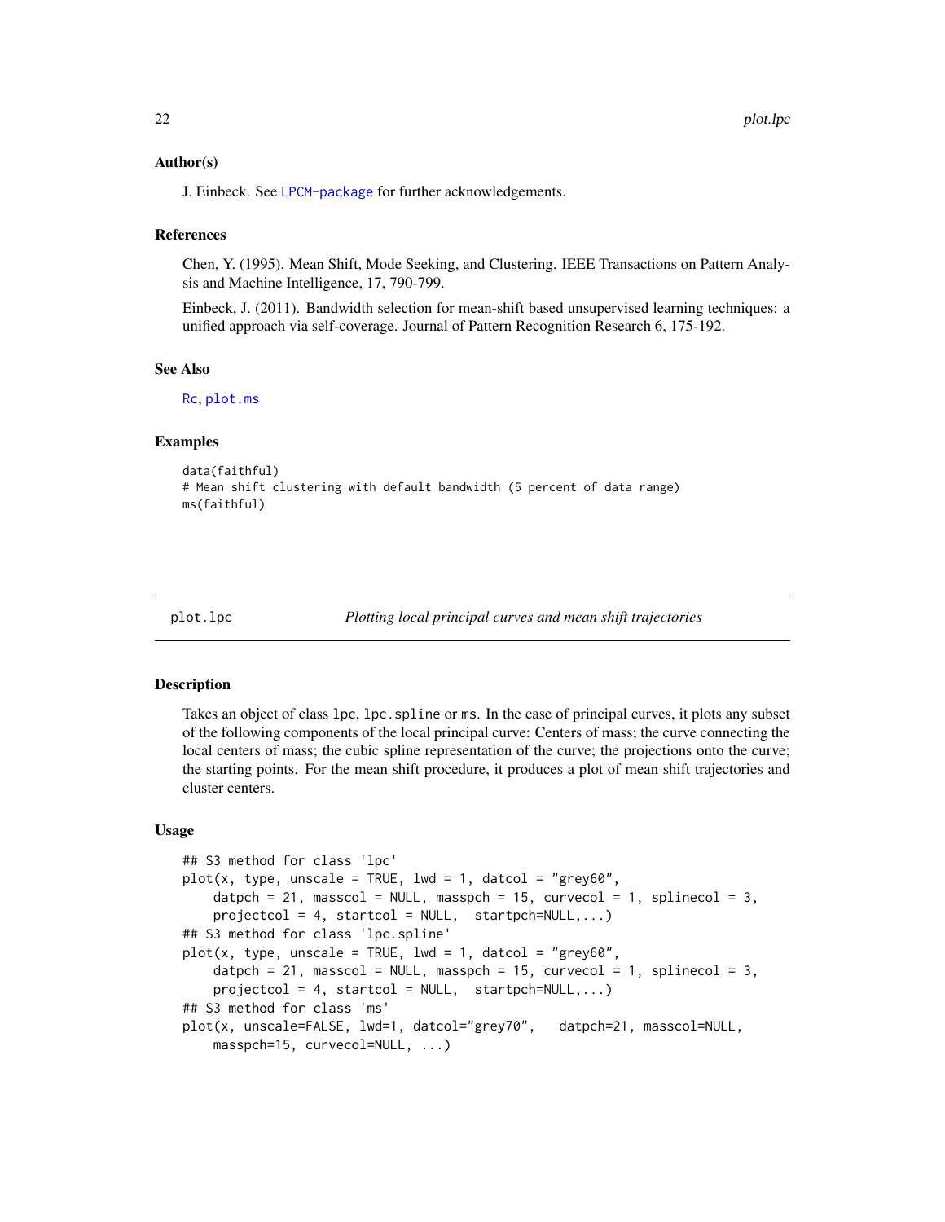### Author(s)

J. Einbeck. See LPCM-package for further acknowledgements.

### References

Chen, Y. (1995). Mean Shift, Mode Seeking, and Clustering. IEEE Transactions on Pattern Analysis and Machine Intelligence, 17, 790-799.

Einbeck, J. (2011). Bandwidth selection for mean-shift based unsupervised learning techniques: a unified approach via self-coverage. Journal of Pattern Recognition Research 6, 175-192.

### See Also

Rc, plot.ms

### Examples

```
data(faithful)
# Mean shift clustering with default bandwidth (5 percent of data range)
ms(faithful)
```

---

## plot.lpc &nbsp;&nbsp;&nbsp; *Plotting local principal curves and mean shift trajectories*

---

### Description

Takes an object of class lpc, lpc.spline or ms. In the case of principal curves, it plots any subset of the following components of the local principal curve: Centers of mass; the curve connecting the local centers of mass; the cubic spline representation of the curve; the projections onto the curve; the starting points. For the mean shift procedure, it produces a plot of mean shift trajectories and cluster centers.

### Usage

```
## S3 method for class 'lpc'
plot(x, type, unscale = TRUE, lwd = 1, datcol = "grey60",
    datpch = 21, masscol = NULL, masspch = 15, curvecol = 1, splinecol = 3,
    projectcol = 4, startcol = NULL,  startpch=NULL,...)
## S3 method for class 'lpc.spline'
plot(x, type, unscale = TRUE, lwd = 1, datcol = "grey60",
    datpch = 21, masscol = NULL, masspch = 15, curvecol = 1, splinecol = 3,
    projectcol = 4, startcol = NULL,  startpch=NULL,...)
## S3 method for class 'ms'
plot(x, unscale=FALSE, lwd=1, datcol="grey70",   datpch=21, masscol=NULL,
    masspch=15, curvecol=NULL, ...)
```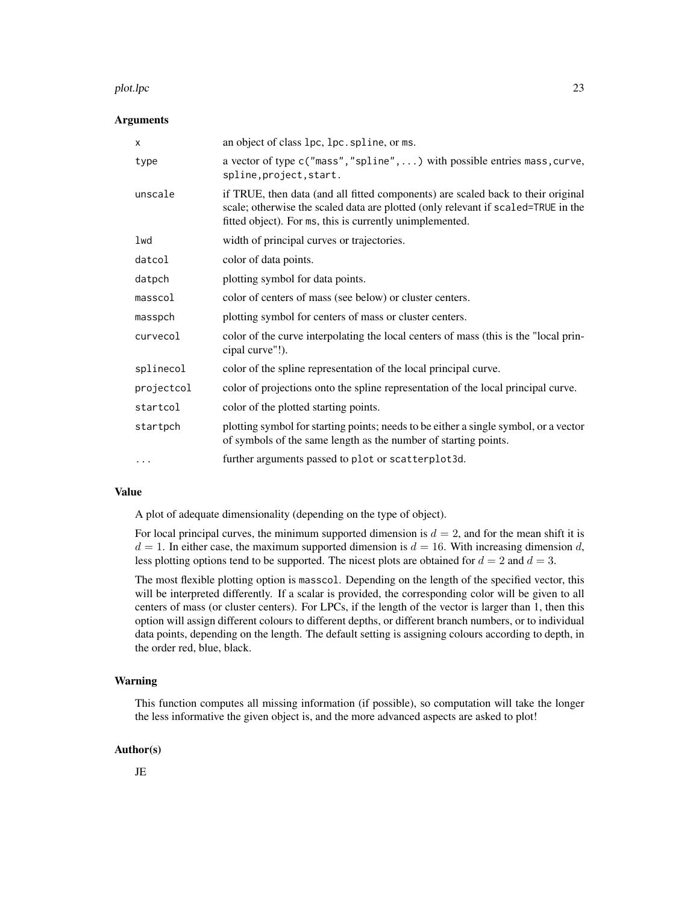## Arguments

| | |
|---|---|
| x | an object of class lpc, lpc.spline, or ms. |
| type | a vector of type c("mass","spline",...) with possible entries mass,curve, spline,project,start. |
| unscale | if TRUE, then data (and all fitted components) are scaled back to their original scale; otherwise the scaled data are plotted (only relevant if scaled=TRUE in the fitted object). For ms, this is currently unimplemented. |
| lwd | width of principal curves or trajectories. |
| datcol | color of data points. |
| datpch | plotting symbol for data points. |
| masscol | color of centers of mass (see below) or cluster centers. |
| masspch | plotting symbol for centers of mass or cluster centers. |
| curvecol | color of the curve interpolating the local centers of mass (this is the "local principal curve"!). |
| splinecol | color of the spline representation of the local principal curve. |
| projectcol | color of projections onto the spline representation of the local principal curve. |
| startcol | color of the plotted starting points. |
| startpch | plotting symbol for starting points; needs to be either a single symbol, or a vector of symbols of the same length as the number of starting points. |
| ... | further arguments passed to plot or scatterplot3d. |

## Value

A plot of adequate dimensionality (depending on the type of object).

For local principal curves, the minimum supported dimension is $d = 2$, and for the mean shift it is $d = 1$. In either case, the maximum supported dimension is $d = 16$. With increasing dimension $d$, less plotting options tend to be supported. The nicest plots are obtained for $d = 2$ and $d = 3$.

The most flexible plotting option is masscol. Depending on the length of the specified vector, this will be interpreted differently. If a scalar is provided, the corresponding color will be given to all centers of mass (or cluster centers). For LPCs, if the length of the vector is larger than 1, then this option will assign different colours to different depths, or different branch numbers, or to individual data points, depending on the length. The default setting is assigning colours according to depth, in the order red, blue, black.

## Warning

This function computes all missing information (if possible), so computation will take the longer the less informative the given object is, and the more advanced aspects are asked to plot!

## Author(s)

JE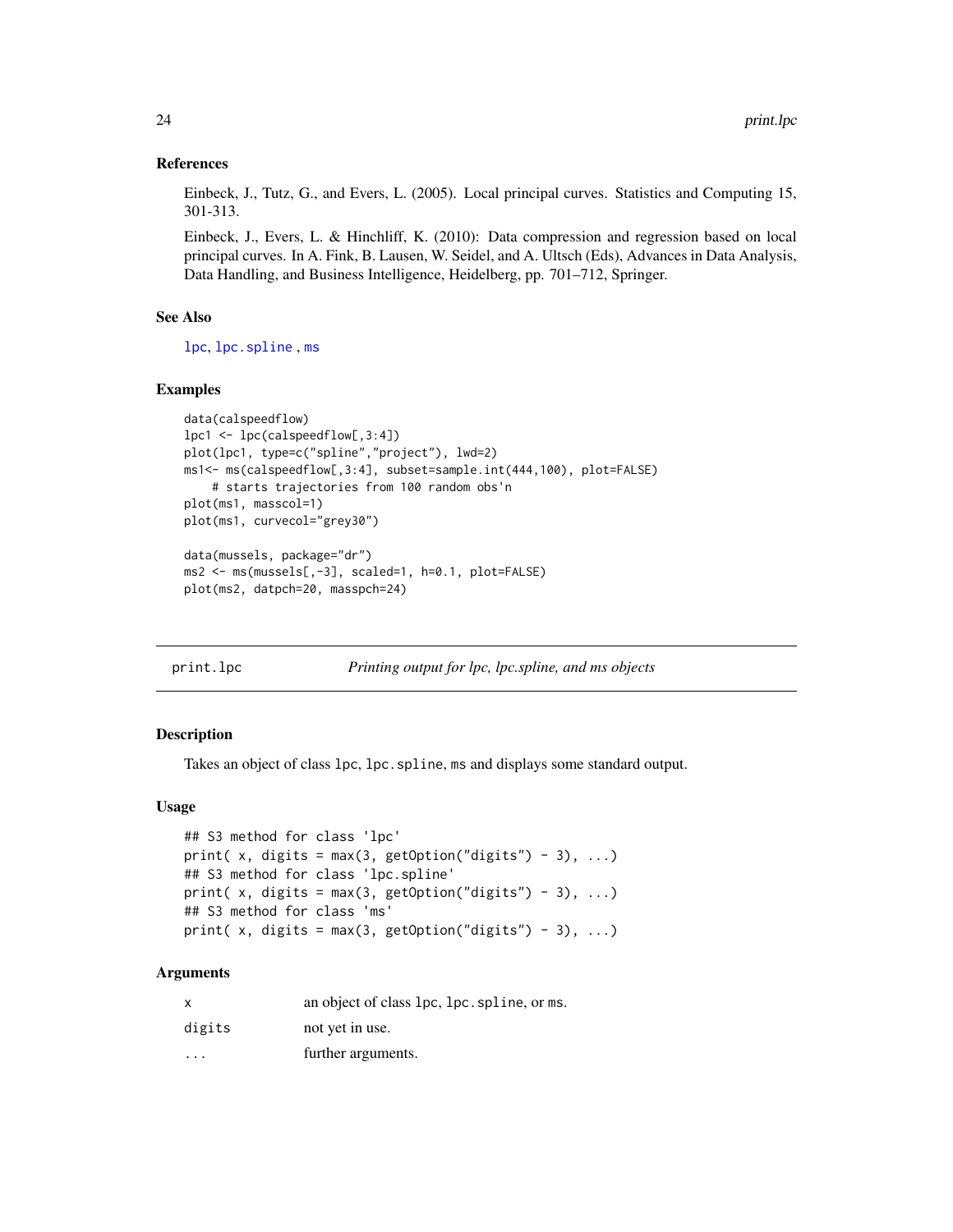### References

Einbeck, J., Tutz, G., and Evers, L. (2005). Local principal curves. Statistics and Computing 15, 301-313.

Einbeck, J., Evers, L. & Hinchliff, K. (2010): Data compression and regression based on local principal curves. In A. Fink, B. Lausen, W. Seidel, and A. Ultsch (Eds), Advances in Data Analysis, Data Handling, and Business Intelligence, Heidelberg, pp. 701–712, Springer.

### See Also

lpc, lpc.spline , ms

### Examples

```
data(calspeedflow)
lpc1 <- lpc(calspeedflow[,3:4])
plot(lpc1, type=c("spline","project"), lwd=2)
ms1<- ms(calspeedflow[,3:4], subset=sample.int(444,100), plot=FALSE)
    # starts trajectories from 100 random obs'n
plot(ms1, masscol=1)
plot(ms1, curvecol="grey30")

data(mussels, package="dr")
ms2 <- ms(mussels[,-3], scaled=1, h=0.1, plot=FALSE)
plot(ms2, datpch=20, masspch=24)
```

---

## print.lpc *Printing output for lpc, lpc.spline, and ms objects*

### Description

Takes an object of class lpc, lpc.spline, ms and displays some standard output.

### Usage

```
## S3 method for class 'lpc'
print( x, digits = max(3, getOption("digits") - 3), ...)
## S3 method for class 'lpc.spline'
print( x, digits = max(3, getOption("digits") - 3), ...)
## S3 method for class 'ms'
print( x, digits = max(3, getOption("digits") - 3), ...)
```

### Arguments

| | |
|---|---|
| x | an object of class lpc, lpc.spline, or ms. |
| digits | not yet in use. |
| ... | further arguments. |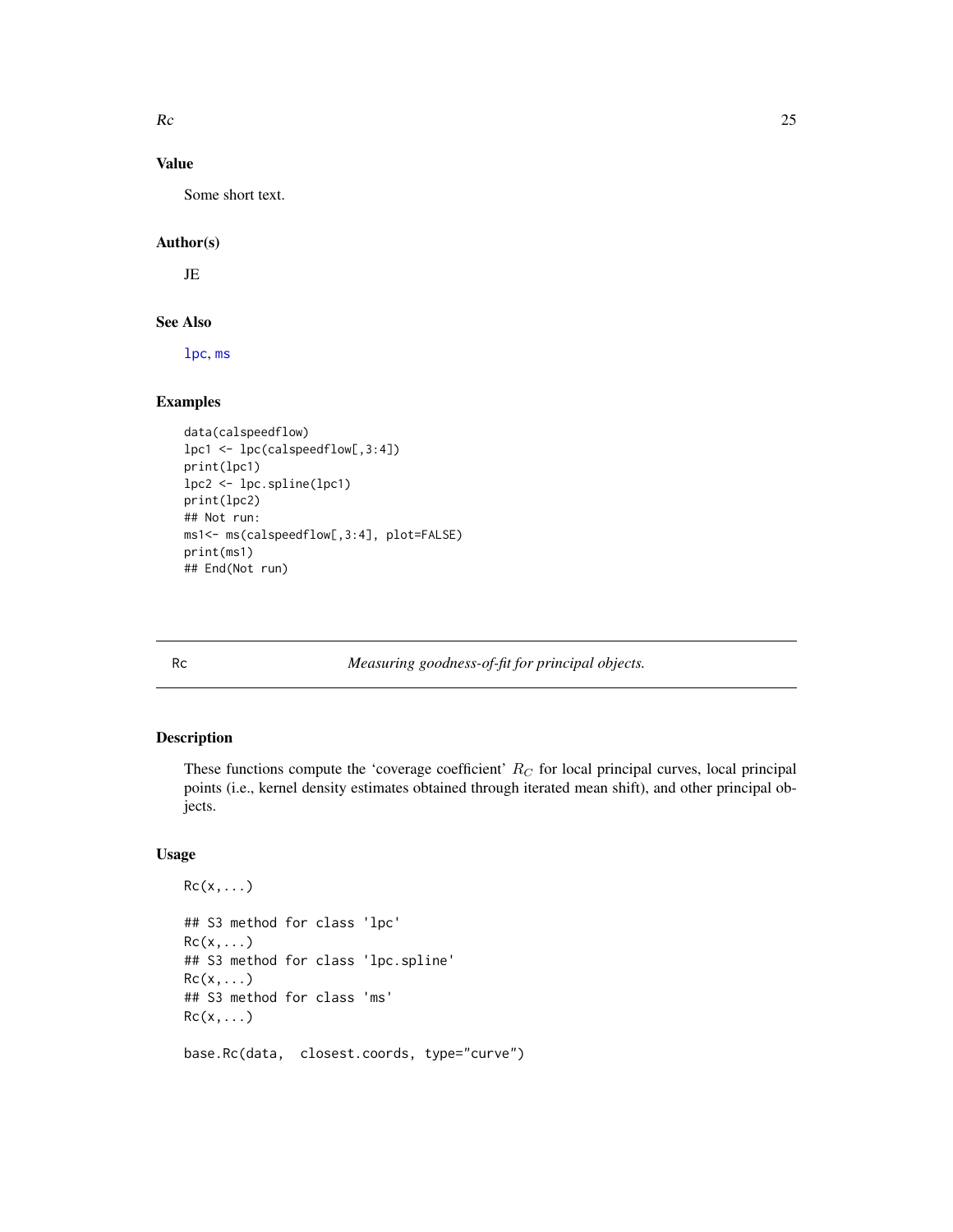### Value

Some short text.

### Author(s)

JE

### See Also

lpc, ms

### Examples

```
data(calspeedflow)
lpc1 <- lpc(calspeedflow[,3:4])
print(lpc1)
lpc2 <- lpc.spline(lpc1)
print(lpc2)
## Not run:
ms1<- ms(calspeedflow[,3:4], plot=FALSE)
print(ms1)
## End(Not run)
```

---

## Rc — *Measuring goodness-of-fit for principal objects.*

---

### Description

These functions compute the 'coverage coefficient' $R_C$ for local principal curves, local principal points (i.e., kernel density estimates obtained through iterated mean shift), and other principal objects.

### Usage

```
Rc(x,...)

## S3 method for class 'lpc'
Rc(x,...)
## S3 method for class 'lpc.spline'
Rc(x,...)
## S3 method for class 'ms'
Rc(x,...)

base.Rc(data,  closest.coords, type="curve")
```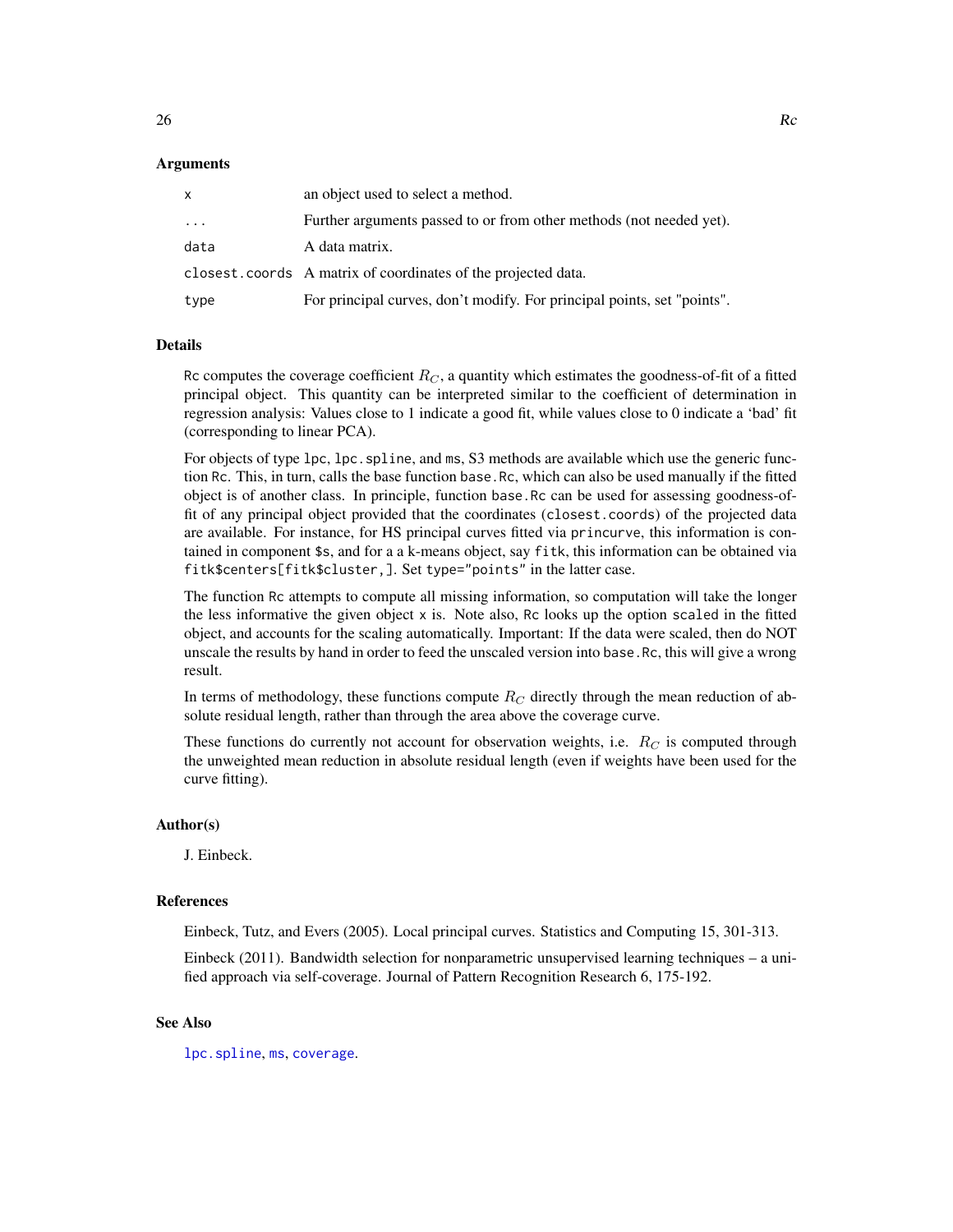### Arguments

| | |
|---|---|
| `x` | an object used to select a method. |
| `...` | Further arguments passed to or from other methods (not needed yet). |
| `data` | A data matrix. |
| `closest.coords` | A matrix of coordinates of the projected data. |
| `type` | For principal curves, don't modify. For principal points, set "points". |

### Details

`Rc` computes the coverage coefficient $R_C$, a quantity which estimates the goodness-of-fit of a fitted principal object. This quantity can be interpreted similar to the coefficient of determination in regression analysis: Values close to 1 indicate a good fit, while values close to 0 indicate a 'bad' fit (corresponding to linear PCA).

For objects of type `lpc`, `lpc.spline`, and `ms`, S3 methods are available which use the generic function `Rc`. This, in turn, calls the base function `base.Rc`, which can also be used manually if the fitted object is of another class. In principle, function `base.Rc` can be used for assessing goodness-of-fit of any principal object provided that the coordinates (`closest.coords`) of the projected data are available. For instance, for HS principal curves fitted via `princurve`, this information is contained in component `$s`, and for a a k-means object, say `fitk`, this information can be obtained via `fitk$centers[fitk$cluster,]`. Set `type="points"` in the latter case.

The function `Rc` attempts to compute all missing information, so computation will take the longer the less informative the given object `x` is. Note also, `Rc` looks up the option `scaled` in the fitted object, and accounts for the scaling automatically. Important: If the data were scaled, then do NOT unscale the results by hand in order to feed the unscaled version into `base.Rc`, this will give a wrong result.

In terms of methodology, these functions compute $R_C$ directly through the mean reduction of absolute residual length, rather than through the area above the coverage curve.

These functions do currently not account for observation weights, i.e. $R_C$ is computed through the unweighted mean reduction in absolute residual length (even if weights have been used for the curve fitting).

### Author(s)

J. Einbeck.

### References

Einbeck, Tutz, and Evers (2005). Local principal curves. Statistics and Computing 15, 301-313.

Einbeck (2011). Bandwidth selection for nonparametric unsupervised learning techniques – a unified approach via self-coverage. Journal of Pattern Recognition Research 6, 175-192.

### See Also

`lpc.spline`, `ms`, `coverage`.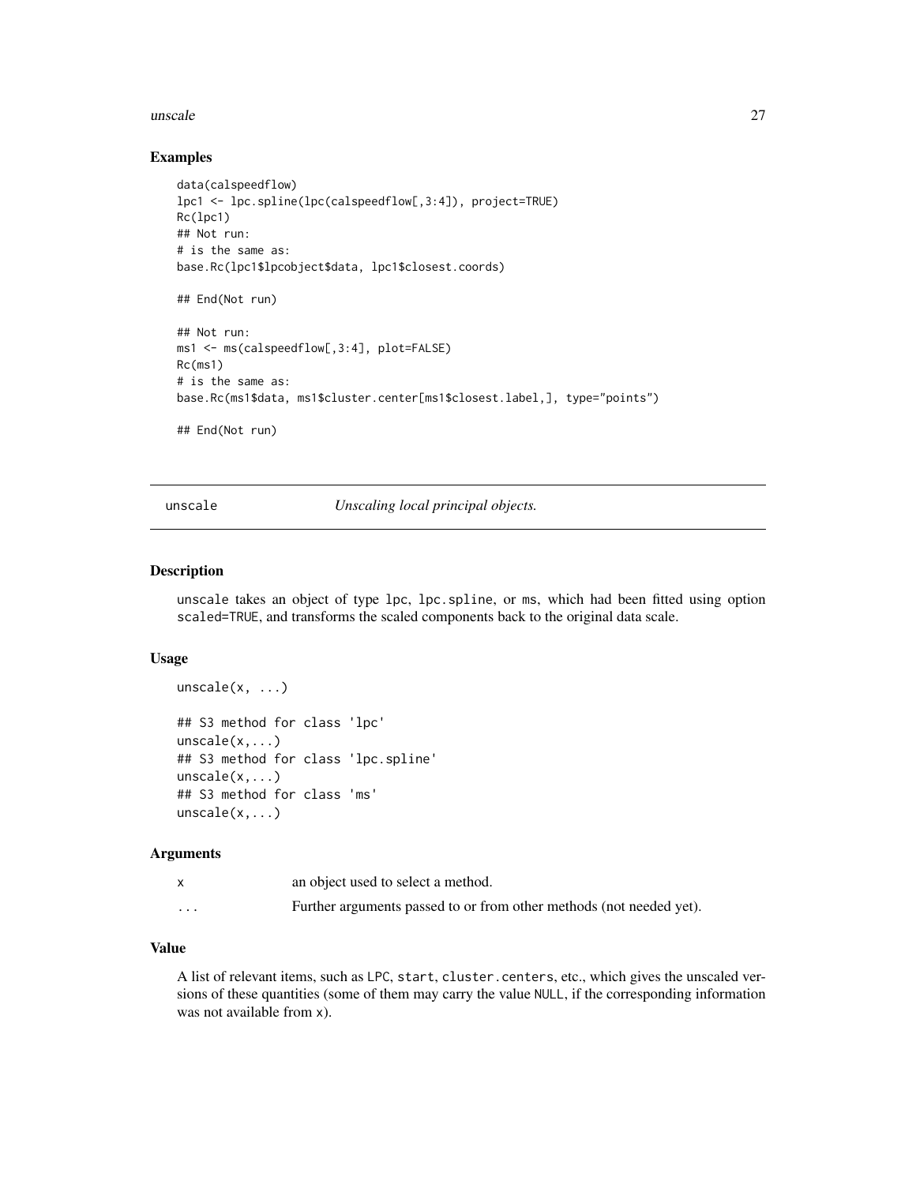### Examples

```
data(calspeedflow)
lpc1 <- lpc.spline(lpc(calspeedflow[,3:4]), project=TRUE)
Rc(lpc1)
## Not run:
# is the same as:
base.Rc(lpc1$lpcobject$data, lpc1$closest.coords)

## End(Not run)

## Not run:
ms1 <- ms(calspeedflow[,3:4], plot=FALSE)
Rc(ms1)
# is the same as:
base.Rc(ms1$data, ms1$cluster.center[ms1$closest.label,], type="points")

## End(Not run)
```

---

## unscale — *Unscaling local principal objects.*

---

### Description

unscale takes an object of type lpc, lpc.spline, or ms, which had been fitted using option scaled=TRUE, and transforms the scaled components back to the original data scale.

### Usage

```
unscale(x, ...)

## S3 method for class 'lpc'
unscale(x,...)
## S3 method for class 'lpc.spline'
unscale(x,...)
## S3 method for class 'ms'
unscale(x,...)
```

### Arguments

| | |
|---|---|
| x | an object used to select a method. |
| ... | Further arguments passed to or from other methods (not needed yet). |

### Value

A list of relevant items, such as LPC, start, cluster.centers, etc., which gives the unscaled versions of these quantities (some of them may carry the value NULL, if the corresponding information was not available from x).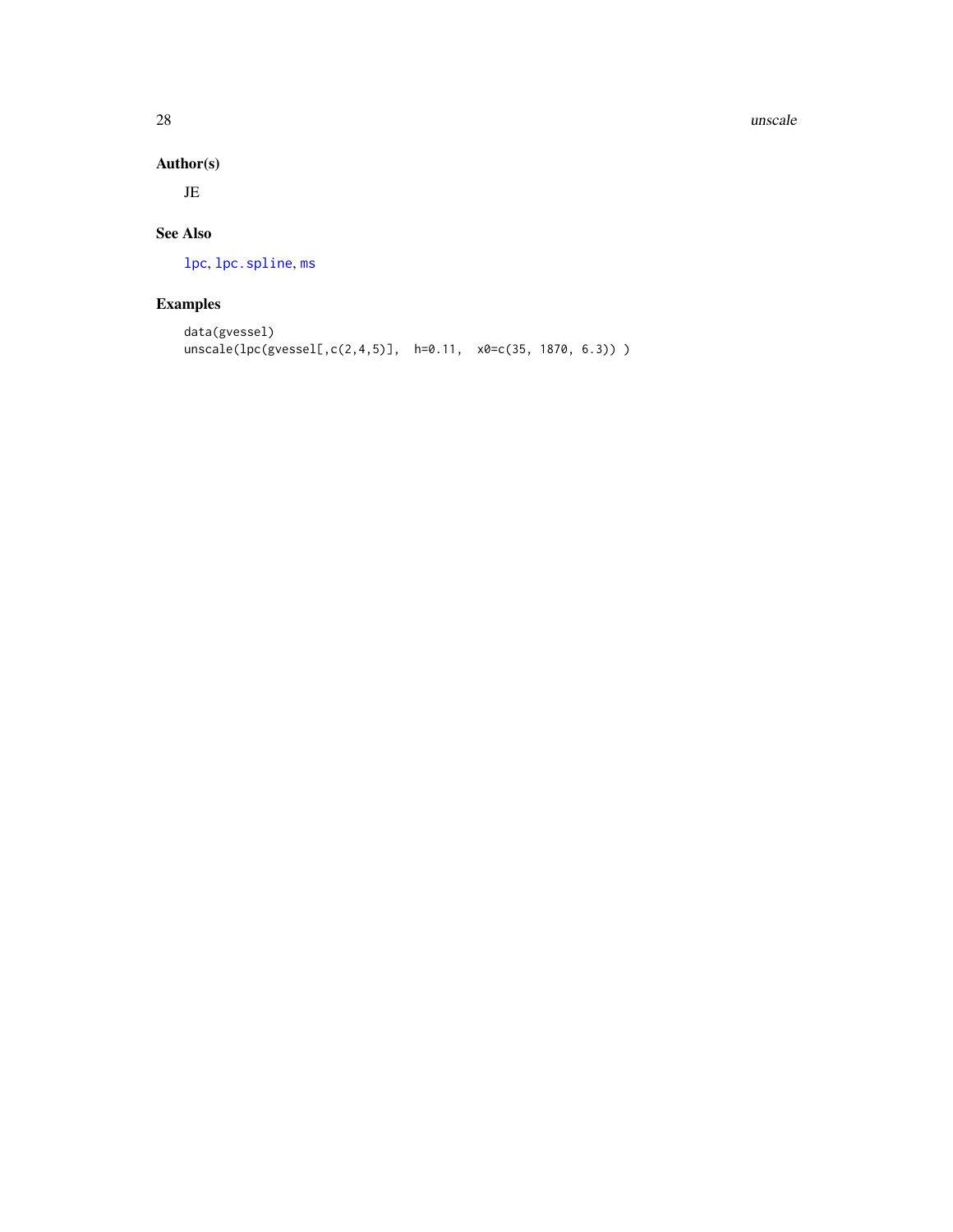## Author(s)

JE

## See Also

lpc, lpc.spline, ms

## Examples

```
data(gvessel)
unscale(lpc(gvessel[,c(2,4,5)],  h=0.11,  x0=c(35, 1870, 6.3)) )
```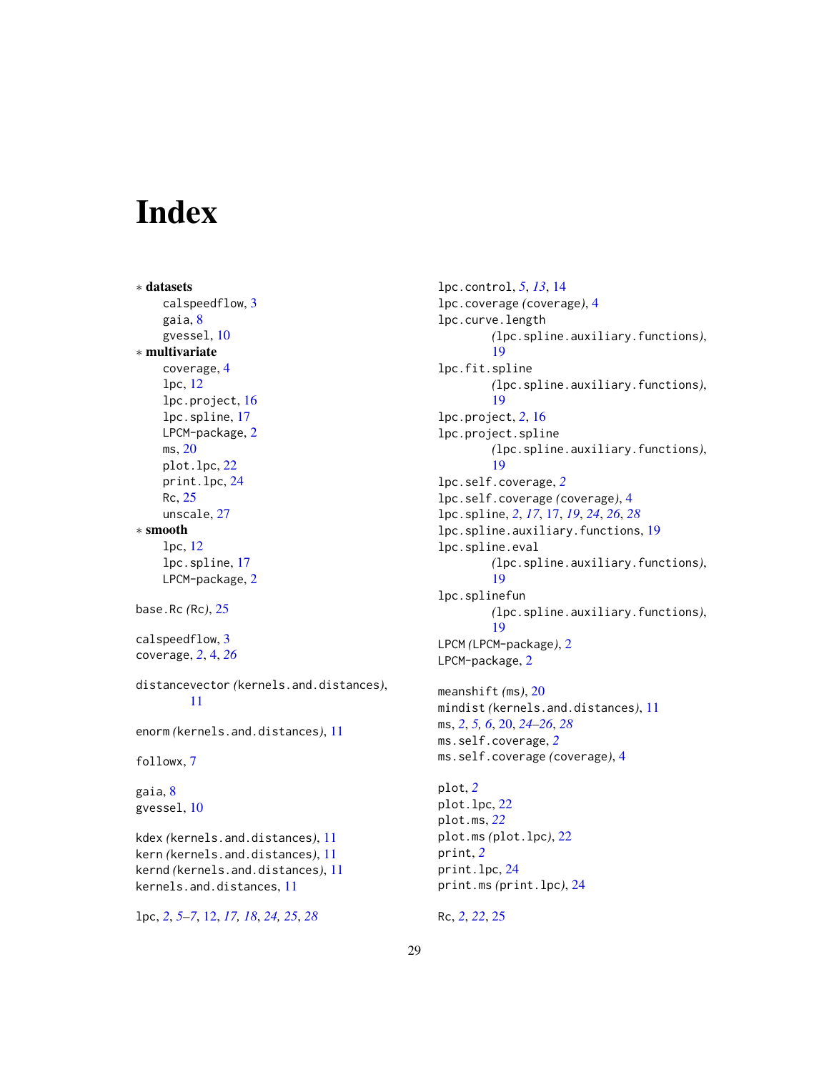# Index

∗ **datasets**
- calspeedflow, 3
- gaia, 8
- gvessel, 10

∗ **multivariate**
- coverage, 4
- lpc, 12
- lpc.project, 16
- lpc.spline, 17
- LPCM-package, 2
- ms, 20
- plot.lpc, 22
- print.lpc, 24
- Rc, 25
- unscale, 27

∗ **smooth**
- lpc, 12
- lpc.spline, 17
- LPCM-package, 2

base.Rc *(*Rc*)*, 25

calspeedflow, 3
coverage, *2*, 4, *26*

distancevector *(*kernels.and.distances*)*, 11

enorm *(*kernels.and.distances*)*, 11

followx, 7

gaia, 8
gvessel, 10

kdex *(*kernels.and.distances*)*, 11
kern *(*kernels.and.distances*)*, 11
kernd *(*kernels.and.distances*)*, 11
kernels.and.distances, 11

lpc, *2*, *5–7*, 12, *17, 18*, *24, 25*, *28*
lpc.control, *5*, *13*, 14
lpc.coverage *(*coverage*)*, 4
lpc.curve.length *(*lpc.spline.auxiliary.functions*)*, 19
lpc.fit.spline *(*lpc.spline.auxiliary.functions*)*, 19
lpc.project, *2*, 16
lpc.project.spline *(*lpc.spline.auxiliary.functions*)*, 19
lpc.self.coverage, *2*
lpc.self.coverage *(*coverage*)*, 4
lpc.spline, *2*, *17*, 17, *19*, *24*, *26*, *28*
lpc.spline.auxiliary.functions, 19
lpc.spline.eval *(*lpc.spline.auxiliary.functions*)*, 19
lpc.splinefun *(*lpc.spline.auxiliary.functions*)*, 19
LPCM *(*LPCM-package*)*, 2
LPCM-package, 2

meanshift *(*ms*)*, 20
mindist *(*kernels.and.distances*)*, 11
ms, *2*, *5, 6*, 20, *24–26*, *28*
ms.self.coverage, *2*
ms.self.coverage *(*coverage*)*, 4

plot, *2*
plot.lpc, 22
plot.ms, *22*
plot.ms *(*plot.lpc*)*, 22
print, *2*
print.lpc, 24
print.ms *(*print.lpc*)*, 24

Rc, *2*, *22*, 25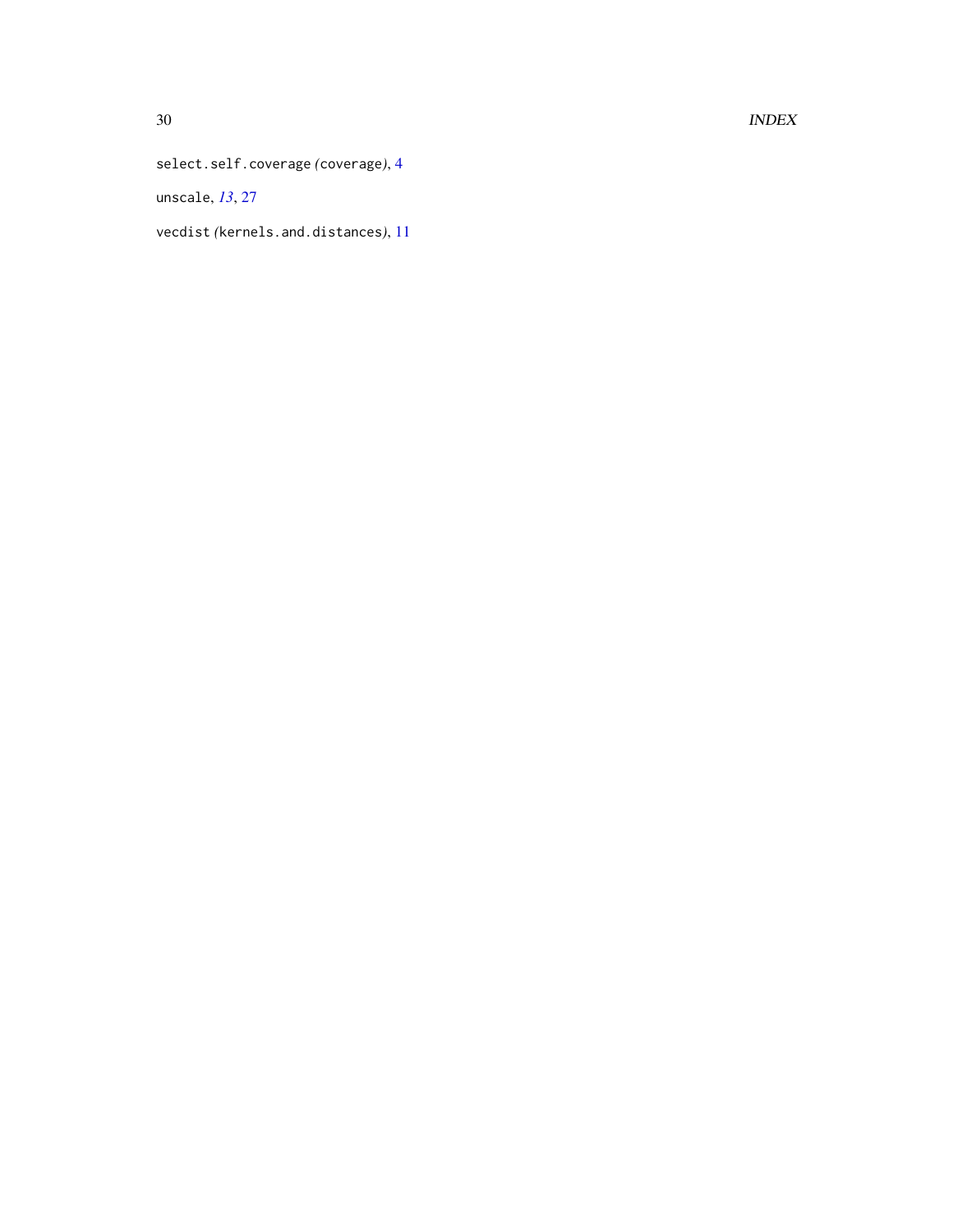select.self.coverage *(coverage)*, 4

unscale, *13*, 27

vecdist *(kernels.and.distances)*, 11